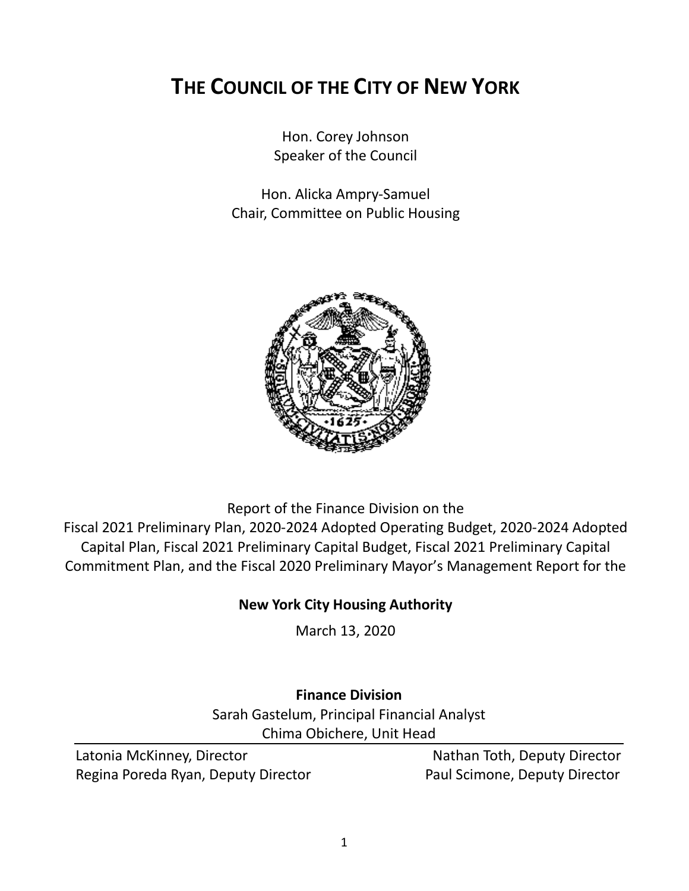# THE COUNCIL OF THE CITY OF NEW YORK

Hon. Corey Johnson
Speaker of the Council

Hon. Alicka Ampry-Samuel
Chair, Committee on Public Housing

Report of the Finance Division on the
Fiscal 2021 Preliminary Plan, 2020-2024 Adopted Operating Budget, 2020-2024 Adopted Capital Plan, Fiscal 2021 Preliminary Capital Budget, Fiscal 2021 Preliminary Capital Commitment Plan, and the Fiscal 2020 Preliminary Mayor's Management Report for the

**New York City Housing Authority**

March 13, 2020

**Finance Division**

Sarah Gastelum, Principal Financial Analyst
Chima Obichere, Unit Head

Latonia McKinney, Director
Regina Poreda Ryan, Deputy Director
Nathan Toth, Deputy Director
Paul Scimone, Deputy Director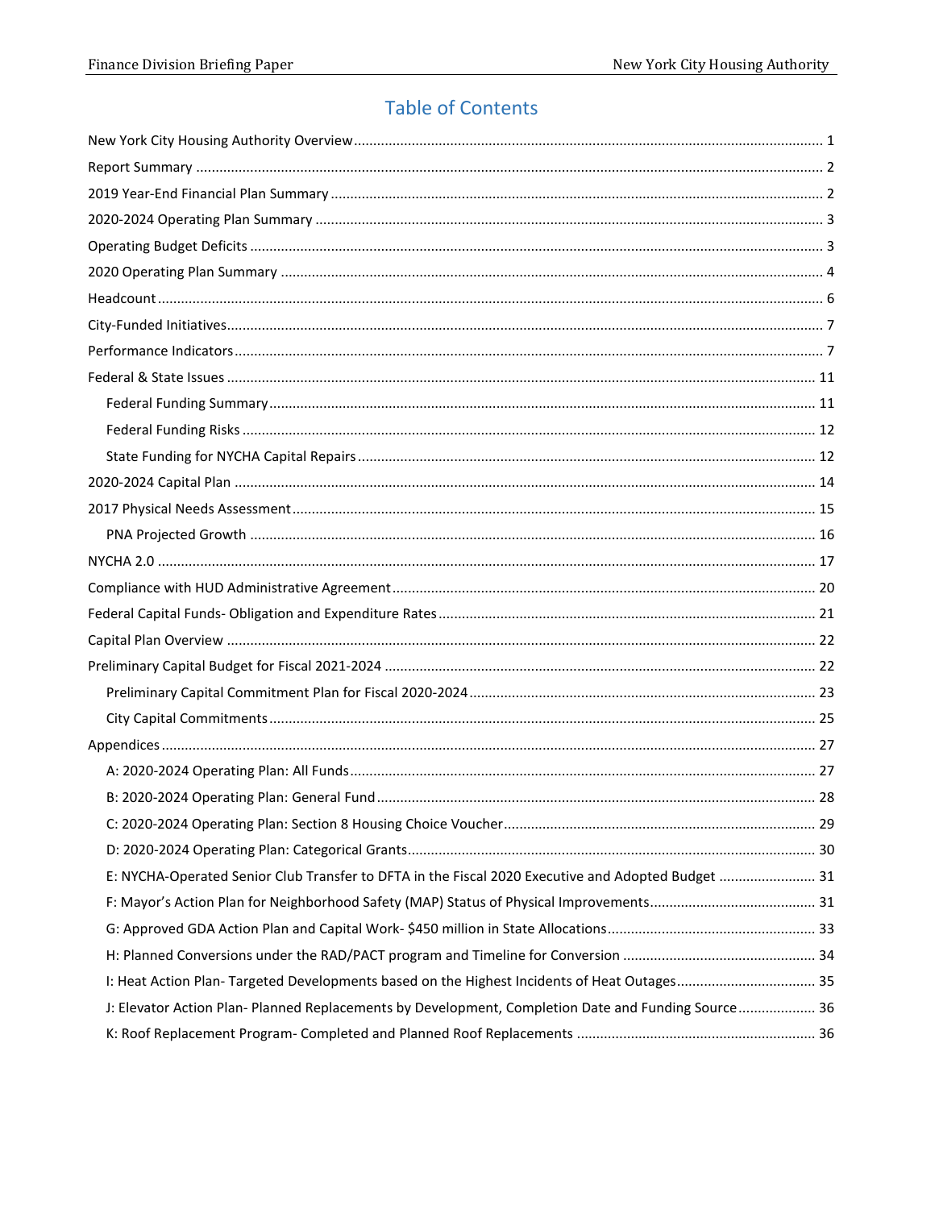# Table of Contents

New York City Housing Authority Overview ........ 1
Report Summary ........ 2
2019 Year-End Financial Plan Summary ........ 2
2020-2024 Operating Plan Summary ........ 3
Operating Budget Deficits ........ 3
2020 Operating Plan Summary ........ 4
Headcount ........ 6
City-Funded Initiatives ........ 7
Performance Indicators ........ 7
Federal & State Issues ........ 11
- Federal Funding Summary ........ 11
- Federal Funding Risks ........ 12
- State Funding for NYCHA Capital Repairs ........ 12

2020-2024 Capital Plan ........ 14
2017 Physical Needs Assessment ........ 15
- PNA Projected Growth ........ 16

NYCHA 2.0 ........ 17
Compliance with HUD Administrative Agreement ........ 20
Federal Capital Funds- Obligation and Expenditure Rates ........ 21
Capital Plan Overview ........ 22
Preliminary Capital Budget for Fiscal 2021-2024 ........ 22
- Preliminary Capital Commitment Plan for Fiscal 2020-2024 ........ 23
- City Capital Commitments ........ 25

Appendices ........ 27
- A: 2020-2024 Operating Plan: All Funds ........ 27
- B: 2020-2024 Operating Plan: General Fund ........ 28
- C: 2020-2024 Operating Plan: Section 8 Housing Choice Voucher ........ 29
- D: 2020-2024 Operating Plan: Categorical Grants ........ 30
- E: NYCHA-Operated Senior Club Transfer to DFTA in the Fiscal 2020 Executive and Adopted Budget ........ 31
- F: Mayor's Action Plan for Neighborhood Safety (MAP) Status of Physical Improvements ........ 31
- G: Approved GDA Action Plan and Capital Work- $450 million in State Allocations ........ 33
- H: Planned Conversions under the RAD/PACT program and Timeline for Conversion ........ 34
- I: Heat Action Plan- Targeted Developments based on the Highest Incidents of Heat Outages ........ 35
- J: Elevator Action Plan- Planned Replacements by Development, Completion Date and Funding Source ........ 36
- K: Roof Replacement Program- Completed and Planned Roof Replacements ........ 36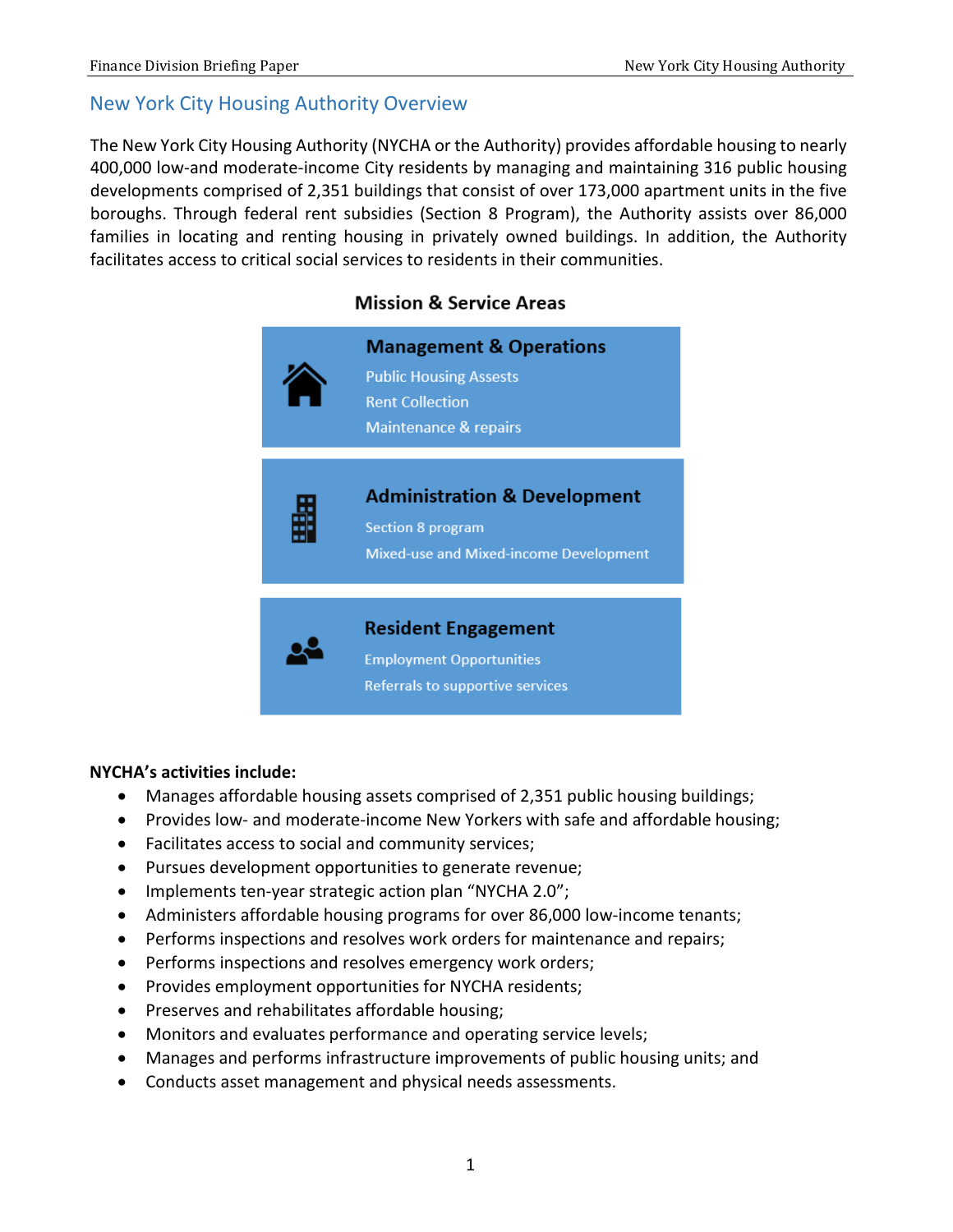## New York City Housing Authority Overview

The New York City Housing Authority (NYCHA or the Authority) provides affordable housing to nearly 400,000 low-and moderate-income City residents by managing and maintaining 316 public housing developments comprised of 2,351 buildings that consist of over 173,000 apartment units in the five boroughs. Through federal rent subsidies (Section 8 Program), the Authority assists over 86,000 families in locating and renting housing in privately owned buildings. In addition, the Authority facilitates access to critical social services to residents in their communities.

### Mission & Service Areas

**Management & Operations**
- Public Housing Assests
- Rent Collection
- Maintenance & repairs

**Administration & Development**
- Section 8 program
- Mixed-use and Mixed-income Development

**Resident Engagement**
- Employment Opportunities
- Referrals to supportive services

**NYCHA's activities include:**

- Manages affordable housing assets comprised of 2,351 public housing buildings;
- Provides low- and moderate-income New Yorkers with safe and affordable housing;
- Facilitates access to social and community services;
- Pursues development opportunities to generate revenue;
- Implements ten-year strategic action plan "NYCHA 2.0";
- Administers affordable housing programs for over 86,000 low-income tenants;
- Performs inspections and resolves work orders for maintenance and repairs;
- Performs inspections and resolves emergency work orders;
- Provides employment opportunities for NYCHA residents;
- Preserves and rehabilitates affordable housing;
- Monitors and evaluates performance and operating service levels;
- Manages and performs infrastructure improvements of public housing units; and
- Conducts asset management and physical needs assessments.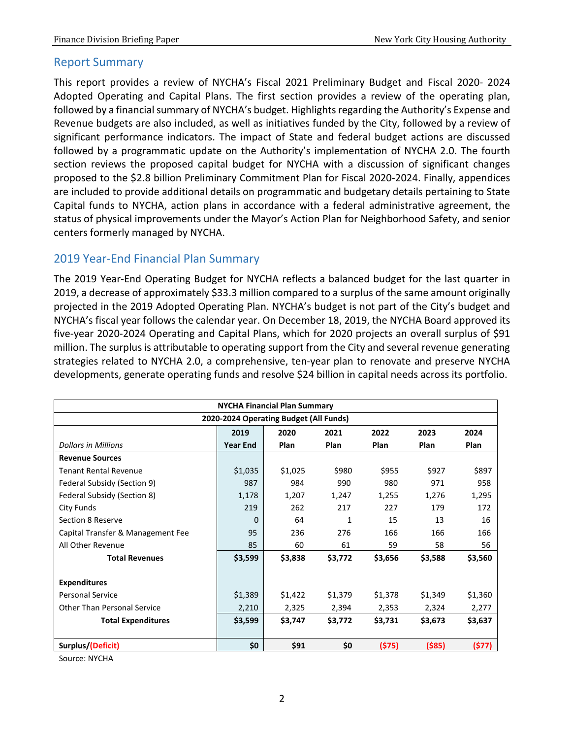## Report Summary

This report provides a review of NYCHA's Fiscal 2021 Preliminary Budget and Fiscal 2020- 2024 Adopted Operating and Capital Plans. The first section provides a review of the operating plan, followed by a financial summary of NYCHA's budget. Highlights regarding the Authority's Expense and Revenue budgets are also included, as well as initiatives funded by the City, followed by a review of significant performance indicators. The impact of State and federal budget actions are discussed followed by a programmatic update on the Authority's implementation of NYCHA 2.0. The fourth section reviews the proposed capital budget for NYCHA with a discussion of significant changes proposed to the $2.8 billion Preliminary Commitment Plan for Fiscal 2020-2024. Finally, appendices are included to provide additional details on programmatic and budgetary details pertaining to State Capital funds to NYCHA, action plans in accordance with a federal administrative agreement, the status of physical improvements under the Mayor's Action Plan for Neighborhood Safety, and senior centers formerly managed by NYCHA.

## 2019 Year-End Financial Plan Summary

The 2019 Year-End Operating Budget for NYCHA reflects a balanced budget for the last quarter in 2019, a decrease of approximately $33.3 million compared to a surplus of the same amount originally projected in the 2019 Adopted Operating Plan. NYCHA's budget is not part of the City's budget and NYCHA's fiscal year follows the calendar year. On December 18, 2019, the NYCHA Board approved its five-year 2020-2024 Operating and Capital Plans, which for 2020 projects an overall surplus of $91 million. The surplus is attributable to operating support from the City and several revenue generating strategies related to NYCHA 2.0, a comprehensive, ten-year plan to renovate and preserve NYCHA developments, generate operating funds and resolve $24 billion in capital needs across its portfolio.

| **NYCHA Financial Plan Summary** | | | | | | |
|---|---|---|---|---|---|---|
| **2020-2024 Operating Budget (All Funds)** | | | | | | |
| *Dollars in Millions* | **2019 Year End** | **2020 Plan** | **2021 Plan** | **2022 Plan** | **2023 Plan** | **2024 Plan** |
| **Revenue Sources** | | | | | | |
| Tenant Rental Revenue | $1,035 | $1,025 | $980 | $955 | $927 | $897 |
| Federal Subsidy (Section 9) | 987 | 984 | 990 | 980 | 971 | 958 |
| Federal Subsidy (Section 8) | 1,178 | 1,207 | 1,247 | 1,255 | 1,276 | 1,295 |
| City Funds | 219 | 262 | 217 | 227 | 179 | 172 |
| Section 8 Reserve | 0 | 64 | 1 | 15 | 13 | 16 |
| Capital Transfer & Management Fee | 95 | 236 | 276 | 166 | 166 | 166 |
| All Other Revenue | 85 | 60 | 61 | 59 | 58 | 56 |
| **Total Revenues** | **$3,599** | **$3,838** | **$3,772** | **$3,656** | **$3,588** | **$3,560** |
| | | | | | | |
| **Expenditures** | | | | | | |
| Personal Service | $1,389 | $1,422 | $1,379 | $1,378 | $1,349 | $1,360 |
| Other Than Personal Service | 2,210 | 2,325 | 2,394 | 2,353 | 2,324 | 2,277 |
| **Total Expenditures** | **$3,599** | **$3,747** | **$3,772** | **$3,731** | **$3,673** | **$3,637** |
| | | | | | | |
| **Surplus/(Deficit)** | **$0** | **$91** | **$0** | **($75)** | **($85)** | **($77)** |

Source: NYCHA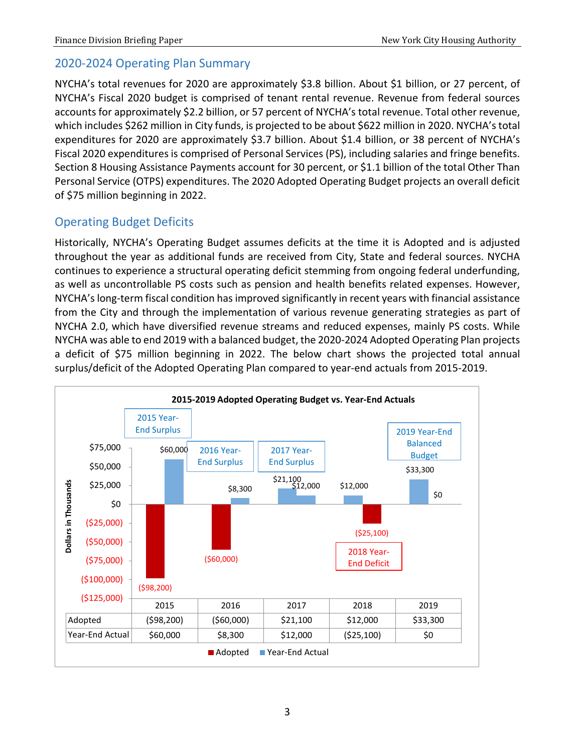## 2020-2024 Operating Plan Summary

NYCHA's total revenues for 2020 are approximately $3.8 billion. About $1 billion, or 27 percent, of NYCHA's Fiscal 2020 budget is comprised of tenant rental revenue. Revenue from federal sources accounts for approximately $2.2 billion, or 57 percent of NYCHA's total revenue. Total other revenue, which includes $262 million in City funds, is projected to be about $622 million in 2020. NYCHA's total expenditures for 2020 are approximately $3.7 billion. About $1.4 billion, or 38 percent of NYCHA's Fiscal 2020 expenditures is comprised of Personal Services (PS), including salaries and fringe benefits. Section 8 Housing Assistance Payments account for 30 percent, or $1.1 billion of the total Other Than Personal Service (OTPS) expenditures. The 2020 Adopted Operating Budget projects an overall deficit of $75 million beginning in 2022.

## Operating Budget Deficits

Historically, NYCHA's Operating Budget assumes deficits at the time it is Adopted and is adjusted throughout the year as additional funds are received from City, State and federal sources. NYCHA continues to experience a structural operating deficit stemming from ongoing federal underfunding, as well as uncontrollable PS costs such as pension and health benefits related expenses. However, NYCHA's long-term fiscal condition has improved significantly in recent years with financial assistance from the City and through the implementation of various revenue generating strategies as part of NYCHA 2.0, which have diversified revenue streams and reduced expenses, mainly PS costs. While NYCHA was able to end 2019 with a balanced budget, the 2020-2024 Adopted Operating Plan projects a deficit of $75 million beginning in 2022. The below chart shows the projected total annual surplus/deficit of the Adopted Operating Plan compared to year-end actuals from 2015-2019.

**2015-2019 Adopted Operating Budget vs. Year-End Actuals**

(Dollars in Thousands)

| | 2015 | 2016 | 2017 | 2018 | 2019 |
|---|---|---|---|---|---|
| Adopted | ($98,200) | ($60,000) | $21,100 | $12,000 | $33,300 |
| Year-End Actual | $60,000 | $8,300 | $12,000 | ($25,100) | $0 |
| | 2015 Year-End Surplus | 2016 Year-End Surplus | 2017 Year-End Surplus | 2018 Year-End Deficit | 2019 Year-End Balanced Budget |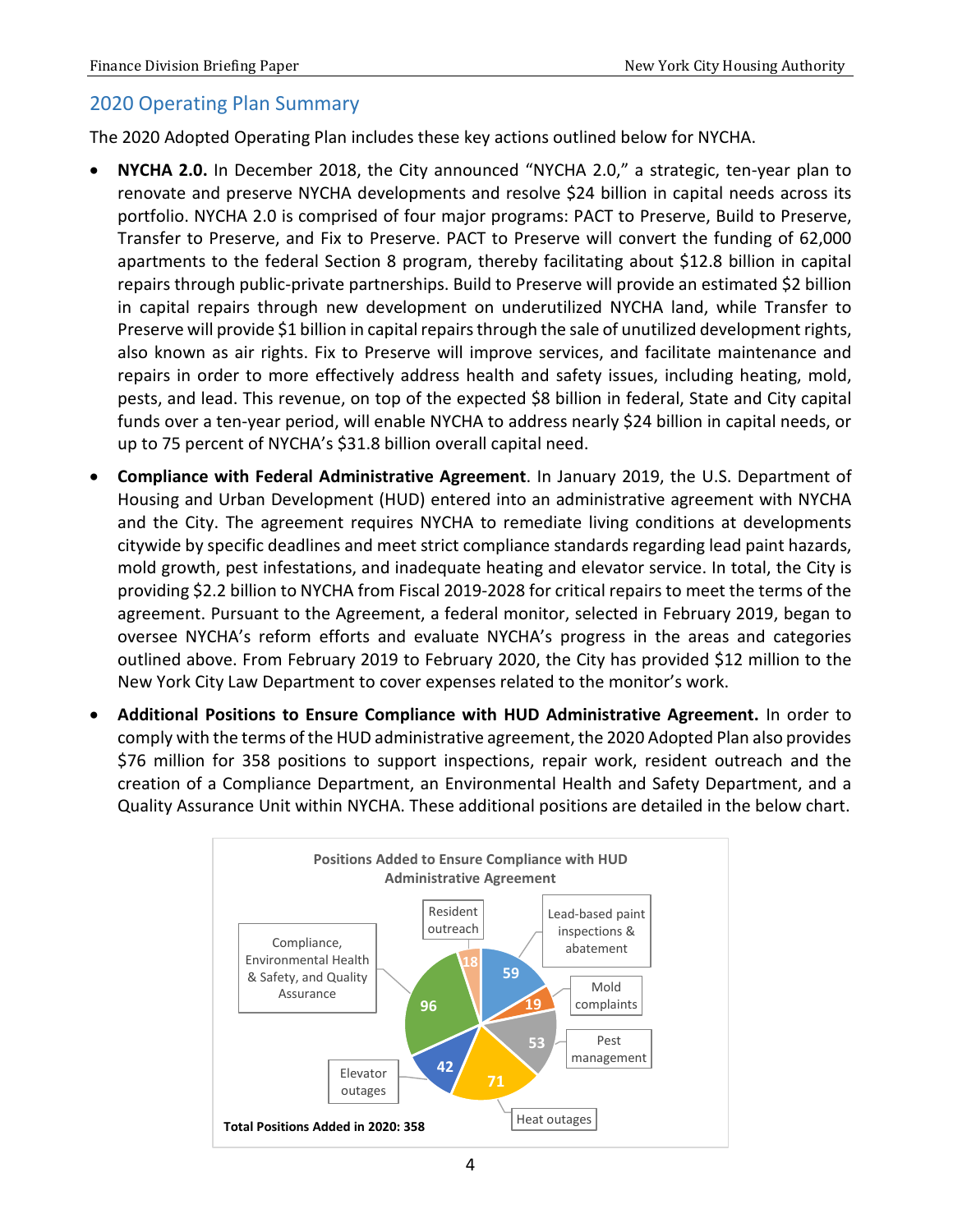## 2020 Operating Plan Summary

The 2020 Adopted Operating Plan includes these key actions outlined below for NYCHA.

- **NYCHA 2.0.** In December 2018, the City announced "NYCHA 2.0," a strategic, ten-year plan to renovate and preserve NYCHA developments and resolve $24 billion in capital needs across its portfolio. NYCHA 2.0 is comprised of four major programs: PACT to Preserve, Build to Preserve, Transfer to Preserve, and Fix to Preserve. PACT to Preserve will convert the funding of 62,000 apartments to the federal Section 8 program, thereby facilitating about $12.8 billion in capital repairs through public-private partnerships. Build to Preserve will provide an estimated $2 billion in capital repairs through new development on underutilized NYCHA land, while Transfer to Preserve will provide $1 billion in capital repairs through the sale of unutilized development rights, also known as air rights. Fix to Preserve will improve services, and facilitate maintenance and repairs in order to more effectively address health and safety issues, including heating, mold, pests, and lead. This revenue, on top of the expected $8 billion in federal, State and City capital funds over a ten-year period, will enable NYCHA to address nearly $24 billion in capital needs, or up to 75 percent of NYCHA's $31.8 billion overall capital need.
- **Compliance with Federal Administrative Agreement**. In January 2019, the U.S. Department of Housing and Urban Development (HUD) entered into an administrative agreement with NYCHA and the City. The agreement requires NYCHA to remediate living conditions at developments citywide by specific deadlines and meet strict compliance standards regarding lead paint hazards, mold growth, pest infestations, and inadequate heating and elevator service. In total, the City is providing $2.2 billion to NYCHA from Fiscal 2019-2028 for critical repairs to meet the terms of the agreement. Pursuant to the Agreement, a federal monitor, selected in February 2019, began to oversee NYCHA's reform efforts and evaluate NYCHA's progress in the areas and categories outlined above. From February 2019 to February 2020, the City has provided $12 million to the New York City Law Department to cover expenses related to the monitor's work.
- **Additional Positions to Ensure Compliance with HUD Administrative Agreement.** In order to comply with the terms of the HUD administrative agreement, the 2020 Adopted Plan also provides $76 million for 358 positions to support inspections, repair work, resident outreach and the creation of a Compliance Department, an Environmental Health and Safety Department, and a Quality Assurance Unit within NYCHA. These additional positions are detailed in the below chart.

**Positions Added to Ensure Compliance with HUD Administrative Agreement**

| Category | Positions |
| --- | --- |
| Lead-based paint inspections & abatement | 59 |
| Mold complaints | 19 |
| Pest management | 53 |
| Heat outages | 71 |
| Elevator outages | 42 |
| Compliance, Environmental Health & Safety, and Quality Assurance | 96 |
| Resident outreach | 18 |

**Total Positions Added in 2020: 358**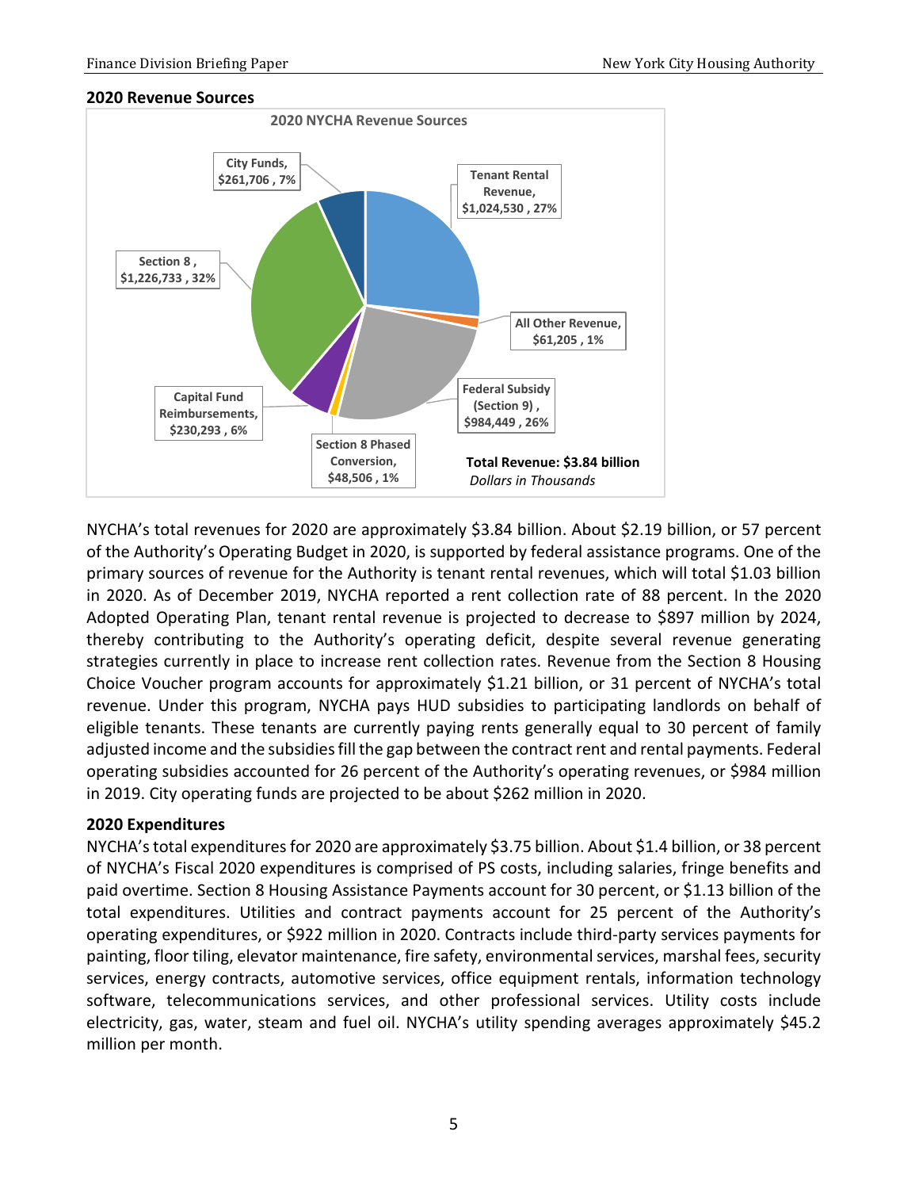## 2020 Revenue Sources

**2020 NYCHA Revenue Sources**

| Revenue Source | Amount (Dollars in Thousands) | Percent |
|---|---|---|
| Tenant Rental Revenue | $1,024,530 | 27% |
| All Other Revenue | $61,205 | 1% |
| Federal Subsidy (Section 9) | $984,449 | 26% |
| Section 8 Phased Conversion | $48,506 | 1% |
| Capital Fund Reimbursements | $230,293 | 6% |
| Section 8 | $1,226,733 | 32% |
| City Funds | $261,706 | 7% |

**Total Revenue: $3.84 billion**
*Dollars in Thousands*

NYCHA's total revenues for 2020 are approximately $3.84 billion. About $2.19 billion, or 57 percent of the Authority's Operating Budget in 2020, is supported by federal assistance programs. One of the primary sources of revenue for the Authority is tenant rental revenues, which will total $1.03 billion in 2020. As of December 2019, NYCHA reported a rent collection rate of 88 percent. In the 2020 Adopted Operating Plan, tenant rental revenue is projected to decrease to $897 million by 2024, thereby contributing to the Authority's operating deficit, despite several revenue generating strategies currently in place to increase rent collection rates. Revenue from the Section 8 Housing Choice Voucher program accounts for approximately $1.21 billion, or 31 percent of NYCHA's total revenue. Under this program, NYCHA pays HUD subsidies to participating landlords on behalf of eligible tenants. These tenants are currently paying rents generally equal to 30 percent of family adjusted income and the subsidies fill the gap between the contract rent and rental payments. Federal operating subsidies accounted for 26 percent of the Authority's operating revenues, or $984 million in 2019. City operating funds are projected to be about $262 million in 2020.

## 2020 Expenditures

NYCHA's total expenditures for 2020 are approximately $3.75 billion. About $1.4 billion, or 38 percent of NYCHA's Fiscal 2020 expenditures is comprised of PS costs, including salaries, fringe benefits and paid overtime. Section 8 Housing Assistance Payments account for 30 percent, or $1.13 billion of the total expenditures. Utilities and contract payments account for 25 percent of the Authority's operating expenditures, or $922 million in 2020. Contracts include third-party services payments for painting, floor tiling, elevator maintenance, fire safety, environmental services, marshal fees, security services, energy contracts, automotive services, office equipment rentals, information technology software, telecommunications services, and other professional services. Utility costs include electricity, gas, water, steam and fuel oil. NYCHA's utility spending averages approximately $45.2 million per month.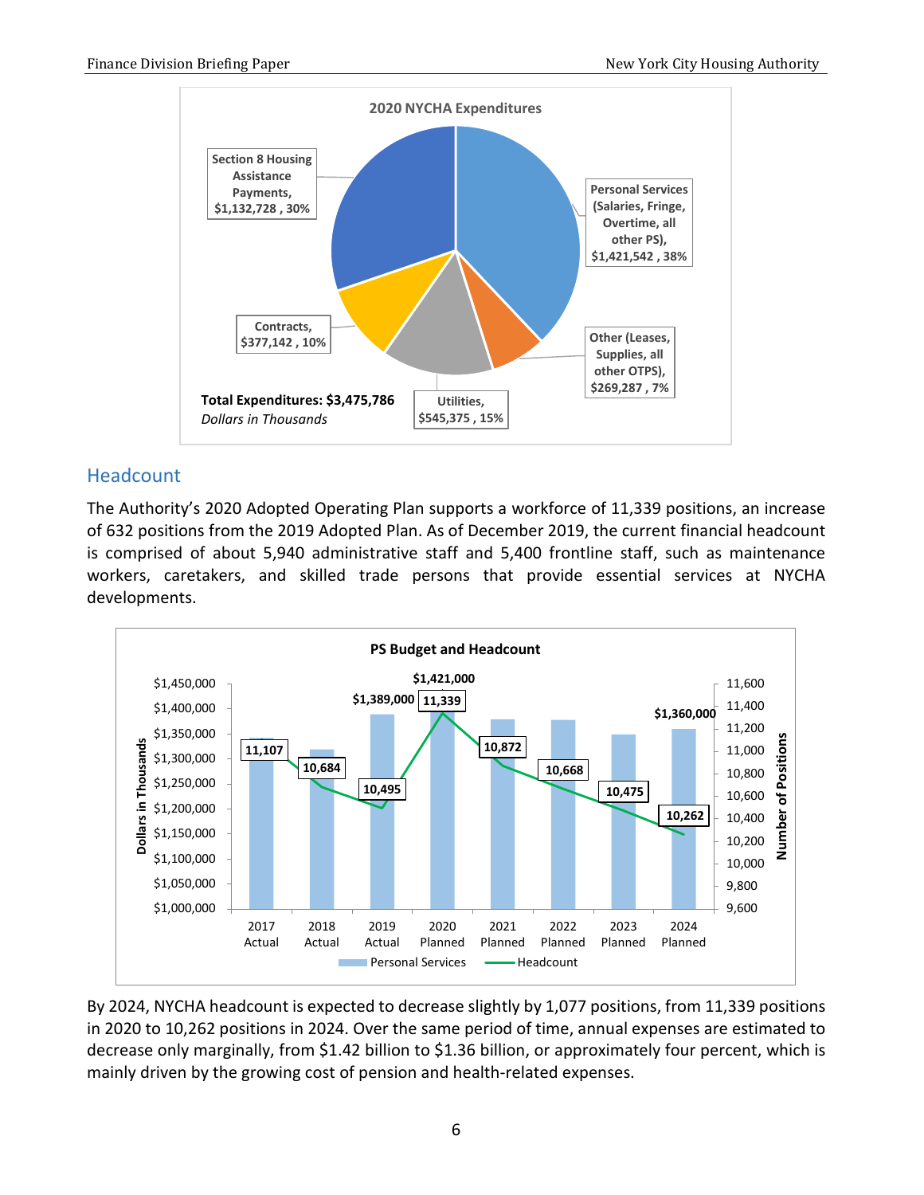**2020 NYCHA Expenditures**

- Personal Services (Salaries, Fringe, Overtime, all other PS), $1,421,542 , 38%
- Other (Leases, Supplies, all other OTPS), $269,287 , 7%
- Utilities, $545,375 , 15%
- Contracts, $377,142 , 10%
- Section 8 Housing Assistance Payments, $1,132,728 , 30%

**Total Expenditures: $3,475,786**
*Dollars in Thousands*

## Headcount

The Authority's 2020 Adopted Operating Plan supports a workforce of 11,339 positions, an increase of 632 positions from the 2019 Adopted Plan. As of December 2019, the current financial headcount is comprised of about 5,940 administrative staff and 5,400 frontline staff, such as maintenance workers, caretakers, and skilled trade persons that provide essential services at NYCHA developments.

**PS Budget and Headcount**

| Year | Personal Services (Dollars in Thousands) | Headcount |
|---|---|---|
| 2017 Actual | | 11,107 |
| 2018 Actual | | 10,684 |
| 2019 Actual | $1,389,000 | 10,495 |
| 2020 Planned | $1,421,000 | 11,339 |
| 2021 Planned | | 10,872 |
| 2022 Planned | | 10,668 |
| 2023 Planned | | 10,475 |
| 2024 Planned | $1,360,000 | 10,262 |

By 2024, NYCHA headcount is expected to decrease slightly by 1,077 positions, from 11,339 positions in 2020 to 10,262 positions in 2024. Over the same period of time, annual expenses are estimated to decrease only marginally, from $1.42 billion to $1.36 billion, or approximately four percent, which is mainly driven by the growing cost of pension and health-related expenses.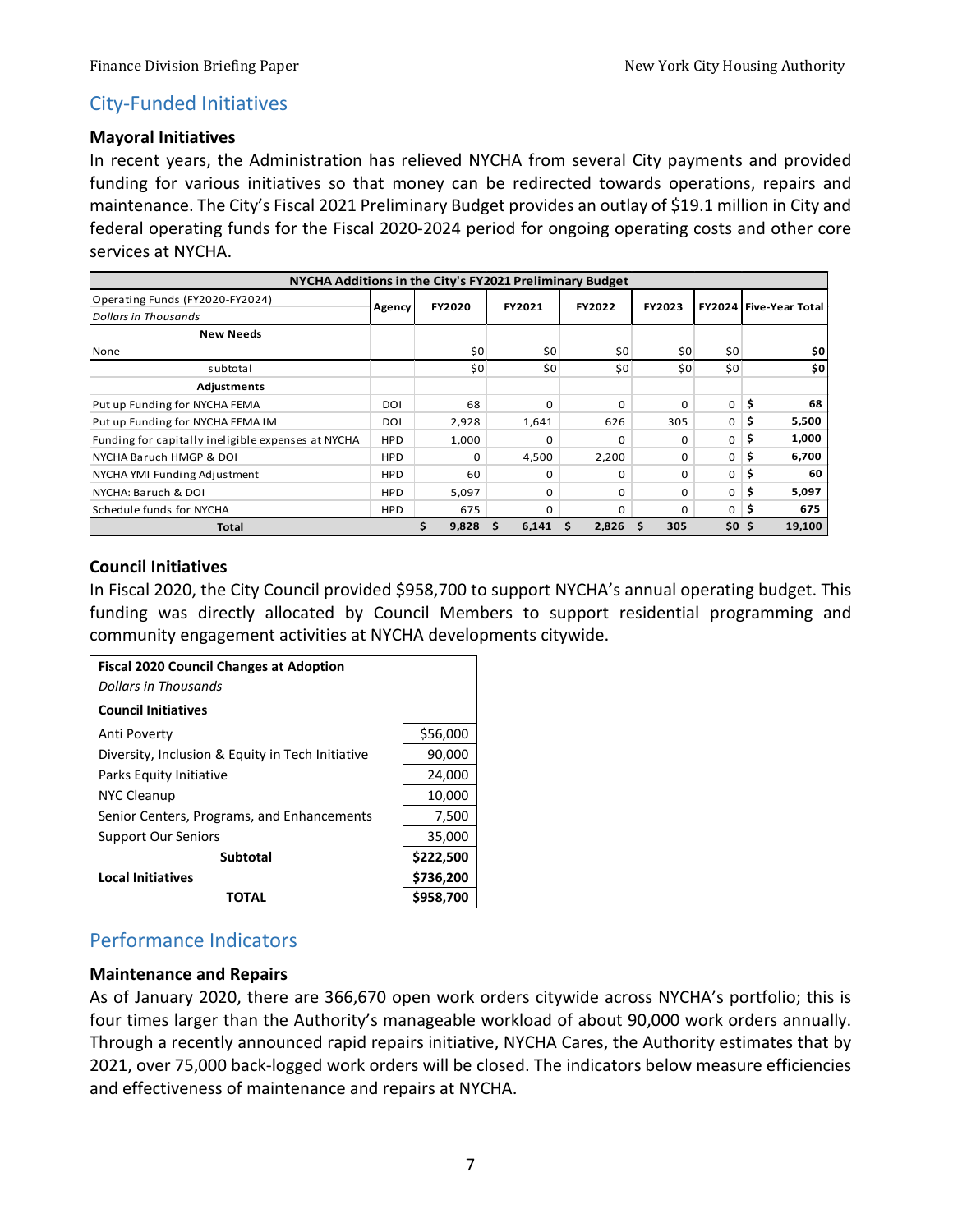## City-Funded Initiatives

### Mayoral Initiatives

In recent years, the Administration has relieved NYCHA from several City payments and provided funding for various initiatives so that money can be redirected towards operations, repairs and maintenance. The City's Fiscal 2021 Preliminary Budget provides an outlay of $19.1 million in City and federal operating funds for the Fiscal 2020-2024 period for ongoing operating costs and other core services at NYCHA.

| NYCHA Additions in the City's FY2021 Preliminary Budget | | | | | | | |
|---|---|---|---|---|---|---|---|
| Operating Funds (FY2020-FY2024) *Dollars in Thousands* | Agency | FY2020 | FY2021 | FY2022 | FY2023 | FY2024 | Five-Year Total |
| **New Needs** | | | | | | | |
| None | | $0 | $0 | $0 | $0 | $0 | $0 |
| subtotal | | $0 | $0 | $0 | $0 | $0 | $0 |
| **Adjustments** | | | | | | | |
| Put up Funding for NYCHA FEMA | DOI | 68 | 0 | 0 | 0 | 0 | $ 68 |
| Put up Funding for NYCHA FEMA IM | DOI | 2,928 | 1,641 | 626 | 305 | 0 | $ 5,500 |
| Funding for capitally ineligible expenses at NYCHA | HPD | 1,000 | 0 | 0 | 0 | 0 | $ 1,000 |
| NYCHA Baruch HMGP & DOI | HPD | 0 | 4,500 | 2,200 | 0 | 0 | $ 6,700 |
| NYCHA YMI Funding Adjustment | HPD | 60 | 0 | 0 | 0 | 0 | $ 60 |
| NYCHA: Baruch & DOI | HPD | 5,097 | 0 | 0 | 0 | 0 | $ 5,097 |
| Schedule funds for NYCHA | HPD | 675 | 0 | 0 | 0 | 0 | $ 675 |
| **Total** | | $ 9,828 | $ 6,141 | $ 2,826 | $ 305 | $0 | $ 19,100 |

### Council Initiatives

In Fiscal 2020, the City Council provided $958,700 to support NYCHA's annual operating budget. This funding was directly allocated by Council Members to support residential programming and community engagement activities at NYCHA developments citywide.

| Fiscal 2020 Council Changes at Adoption *Dollars in Thousands* | |
|---|---|
| **Council Initiatives** | |
| Anti Poverty | $56,000 |
| Diversity, Inclusion & Equity in Tech Initiative | 90,000 |
| Parks Equity Initiative | 24,000 |
| NYC Cleanup | 10,000 |
| Senior Centers, Programs, and Enhancements | 7,500 |
| Support Our Seniors | 35,000 |
| **Subtotal** | **$222,500** |
| **Local Initiatives** | **$736,200** |
| **TOTAL** | **$958,700** |

## Performance Indicators

### Maintenance and Repairs

As of January 2020, there are 366,670 open work orders citywide across NYCHA's portfolio; this is four times larger than the Authority's manageable workload of about 90,000 work orders annually. Through a recently announced rapid repairs initiative, NYCHA Cares, the Authority estimates that by 2021, over 75,000 back-logged work orders will be closed. The indicators below measure efficiencies and effectiveness of maintenance and repairs at NYCHA.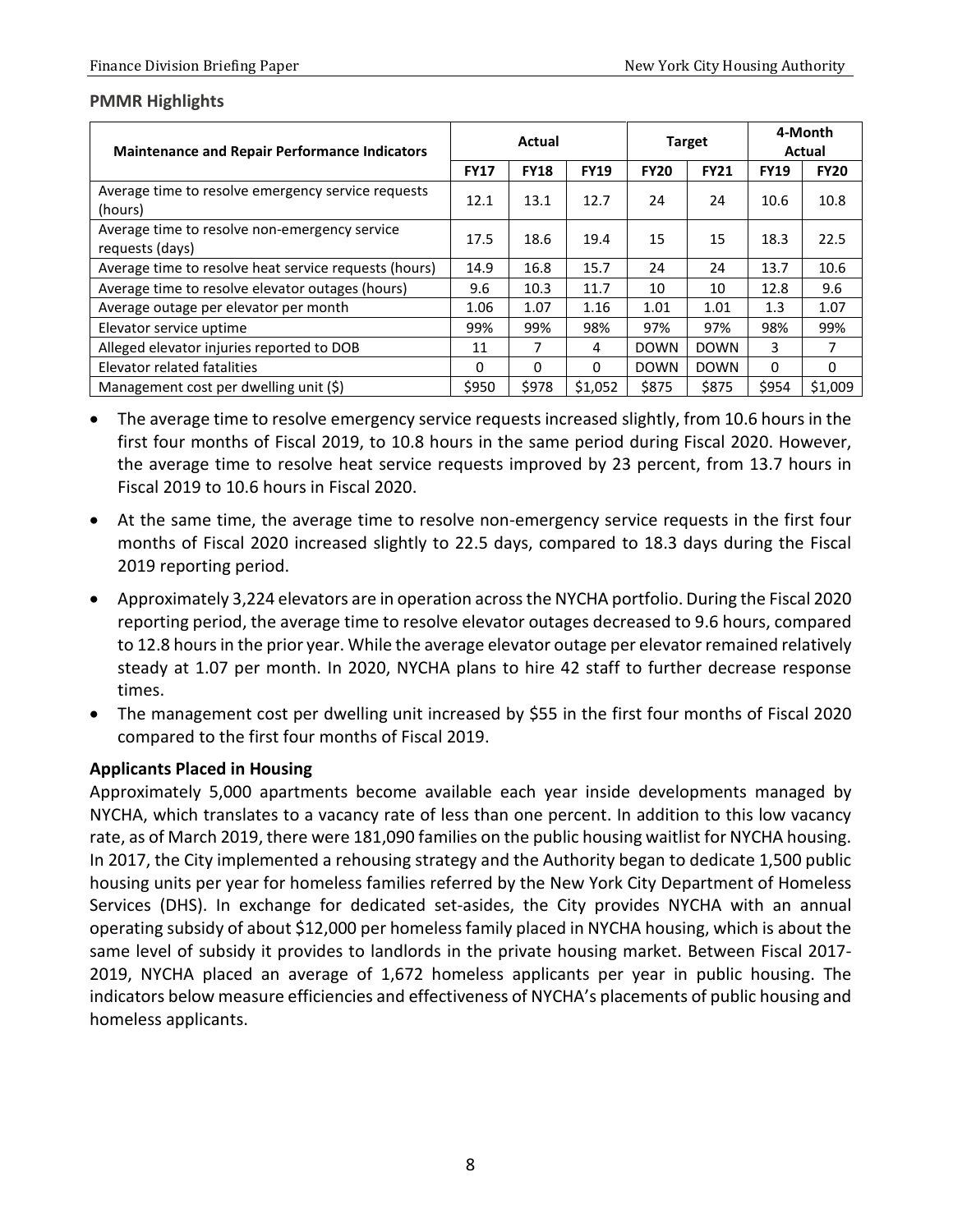**PMMR Highlights**

| Maintenance and Repair Performance Indicators | Actual | | | Target | | 4-Month Actual | |
|---|---|---|---|---|---|---|---|
| | FY17 | FY18 | FY19 | FY20 | FY21 | FY19 | FY20 |
| Average time to resolve emergency service requests (hours) | 12.1 | 13.1 | 12.7 | 24 | 24 | 10.6 | 10.8 |
| Average time to resolve non-emergency service requests (days) | 17.5 | 18.6 | 19.4 | 15 | 15 | 18.3 | 22.5 |
| Average time to resolve heat service requests (hours) | 14.9 | 16.8 | 15.7 | 24 | 24 | 13.7 | 10.6 |
| Average time to resolve elevator outages (hours) | 9.6 | 10.3 | 11.7 | 10 | 10 | 12.8 | 9.6 |
| Average outage per elevator per month | 1.06 | 1.07 | 1.16 | 1.01 | 1.01 | 1.3 | 1.07 |
| Elevator service uptime | 99% | 99% | 98% | 97% | 97% | 98% | 99% |
| Alleged elevator injuries reported to DOB | 11 | 7 | 4 | DOWN | DOWN | 3 | 7 |
| Elevator related fatalities | 0 | 0 | 0 | DOWN | DOWN | 0 | 0 |
| Management cost per dwelling unit ($) | $950 | $978 | $1,052 | $875 | $875 | $954 | $1,009 |

- The average time to resolve emergency service requests increased slightly, from 10.6 hours in the first four months of Fiscal 2019, to 10.8 hours in the same period during Fiscal 2020. However, the average time to resolve heat service requests improved by 23 percent, from 13.7 hours in Fiscal 2019 to 10.6 hours in Fiscal 2020.
- At the same time, the average time to resolve non-emergency service requests in the first four months of Fiscal 2020 increased slightly to 22.5 days, compared to 18.3 days during the Fiscal 2019 reporting period.
- Approximately 3,224 elevators are in operation across the NYCHA portfolio. During the Fiscal 2020 reporting period, the average time to resolve elevator outages decreased to 9.6 hours, compared to 12.8 hours in the prior year. While the average elevator outage per elevator remained relatively steady at 1.07 per month. In 2020, NYCHA plans to hire 42 staff to further decrease response times.
- The management cost per dwelling unit increased by $55 in the first four months of Fiscal 2020 compared to the first four months of Fiscal 2019.

**Applicants Placed in Housing**

Approximately 5,000 apartments become available each year inside developments managed by NYCHA, which translates to a vacancy rate of less than one percent. In addition to this low vacancy rate, as of March 2019, there were 181,090 families on the public housing waitlist for NYCHA housing. In 2017, the City implemented a rehousing strategy and the Authority began to dedicate 1,500 public housing units per year for homeless families referred by the New York City Department of Homeless Services (DHS). In exchange for dedicated set-asides, the City provides NYCHA with an annual operating subsidy of about $12,000 per homeless family placed in NYCHA housing, which is about the same level of subsidy it provides to landlords in the private housing market. Between Fiscal 2017-2019, NYCHA placed an average of 1,672 homeless applicants per year in public housing. The indicators below measure efficiencies and effectiveness of NYCHA's placements of public housing and homeless applicants.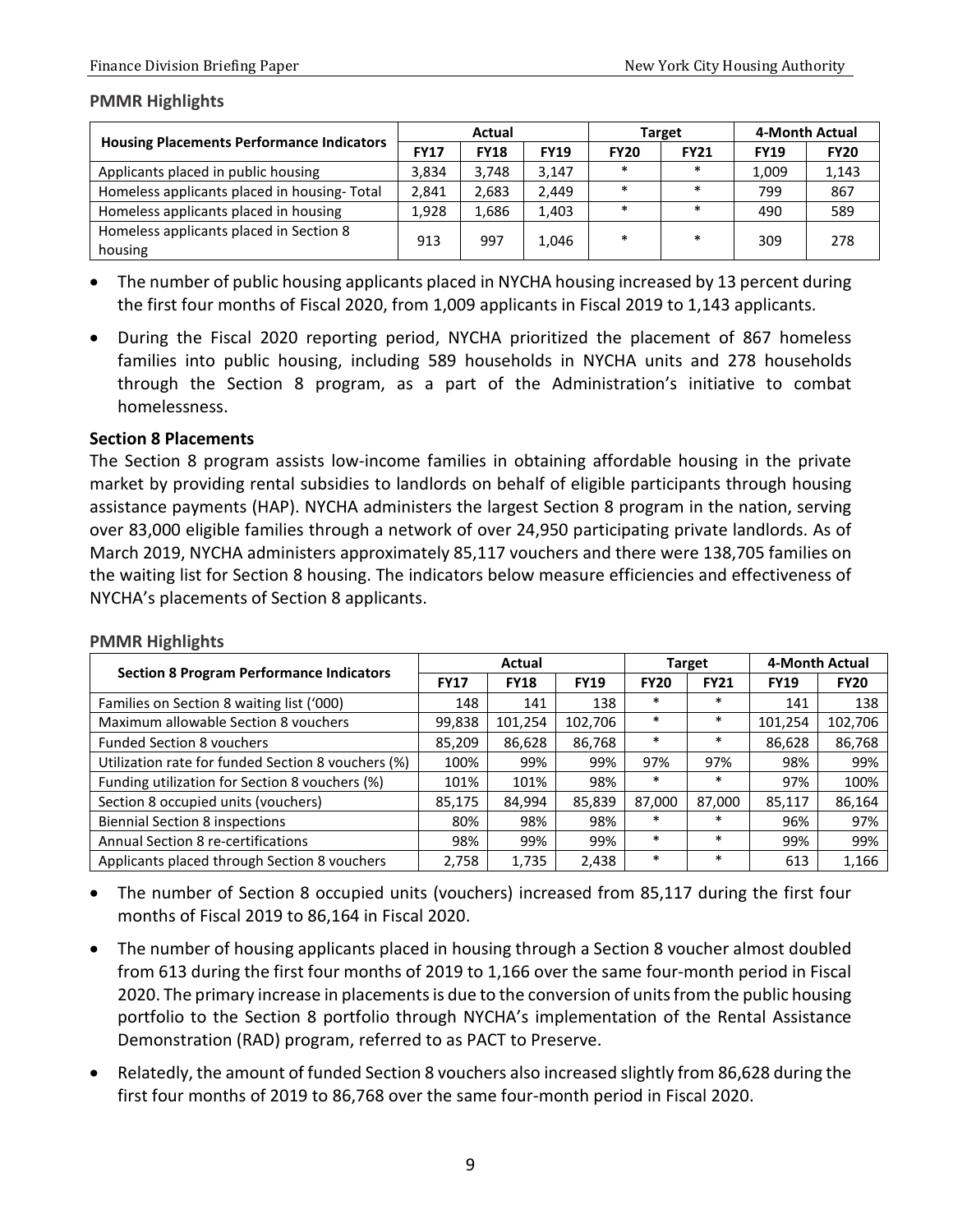**PMMR Highlights**

| Housing Placements Performance Indicators | Actual | | | Target | | 4-Month Actual | |
|---|---|---|---|---|---|---|---|
| | FY17 | FY18 | FY19 | FY20 | FY21 | FY19 | FY20 |
| Applicants placed in public housing | 3,834 | 3,748 | 3,147 | * | * | 1,009 | 1,143 |
| Homeless applicants placed in housing- Total | 2,841 | 2,683 | 2,449 | * | * | 799 | 867 |
| Homeless applicants placed in housing | 1,928 | 1,686 | 1,403 | * | * | 490 | 589 |
| Homeless applicants placed in Section 8 housing | 913 | 997 | 1,046 | * | * | 309 | 278 |

- The number of public housing applicants placed in NYCHA housing increased by 13 percent during the first four months of Fiscal 2020, from 1,009 applicants in Fiscal 2019 to 1,143 applicants.
- During the Fiscal 2020 reporting period, NYCHA prioritized the placement of 867 homeless families into public housing, including 589 households in NYCHA units and 278 households through the Section 8 program, as a part of the Administration's initiative to combat homelessness.

### Section 8 Placements

The Section 8 program assists low-income families in obtaining affordable housing in the private market by providing rental subsidies to landlords on behalf of eligible participants through housing assistance payments (HAP). NYCHA administers the largest Section 8 program in the nation, serving over 83,000 eligible families through a network of over 24,950 participating private landlords. As of March 2019, NYCHA administers approximately 85,117 vouchers and there were 138,705 families on the waiting list for Section 8 housing. The indicators below measure efficiencies and effectiveness of NYCHA's placements of Section 8 applicants.

**PMMR Highlights**

| Section 8 Program Performance Indicators | Actual | | | Target | | 4-Month Actual | |
|---|---|---|---|---|---|---|---|
| | FY17 | FY18 | FY19 | FY20 | FY21 | FY19 | FY20 |
| Families on Section 8 waiting list ('000) | 148 | 141 | 138 | * | * | 141 | 138 |
| Maximum allowable Section 8 vouchers | 99,838 | 101,254 | 102,706 | * | * | 101,254 | 102,706 |
| Funded Section 8 vouchers | 85,209 | 86,628 | 86,768 | * | * | 86,628 | 86,768 |
| Utilization rate for funded Section 8 vouchers (%) | 100% | 99% | 99% | 97% | 97% | 98% | 99% |
| Funding utilization for Section 8 vouchers (%) | 101% | 101% | 98% | * | * | 97% | 100% |
| Section 8 occupied units (vouchers) | 85,175 | 84,994 | 85,839 | 87,000 | 87,000 | 85,117 | 86,164 |
| Biennial Section 8 inspections | 80% | 98% | 98% | * | * | 96% | 97% |
| Annual Section 8 re-certifications | 98% | 99% | 99% | * | * | 99% | 99% |
| Applicants placed through Section 8 vouchers | 2,758 | 1,735 | 2,438 | * | * | 613 | 1,166 |

- The number of Section 8 occupied units (vouchers) increased from 85,117 during the first four months of Fiscal 2019 to 86,164 in Fiscal 2020.
- The number of housing applicants placed in housing through a Section 8 voucher almost doubled from 613 during the first four months of 2019 to 1,166 over the same four-month period in Fiscal 2020. The primary increase in placements is due to the conversion of units from the public housing portfolio to the Section 8 portfolio through NYCHA's implementation of the Rental Assistance Demonstration (RAD) program, referred to as PACT to Preserve.
- Relatedly, the amount of funded Section 8 vouchers also increased slightly from 86,628 during the first four months of 2019 to 86,768 over the same four-month period in Fiscal 2020.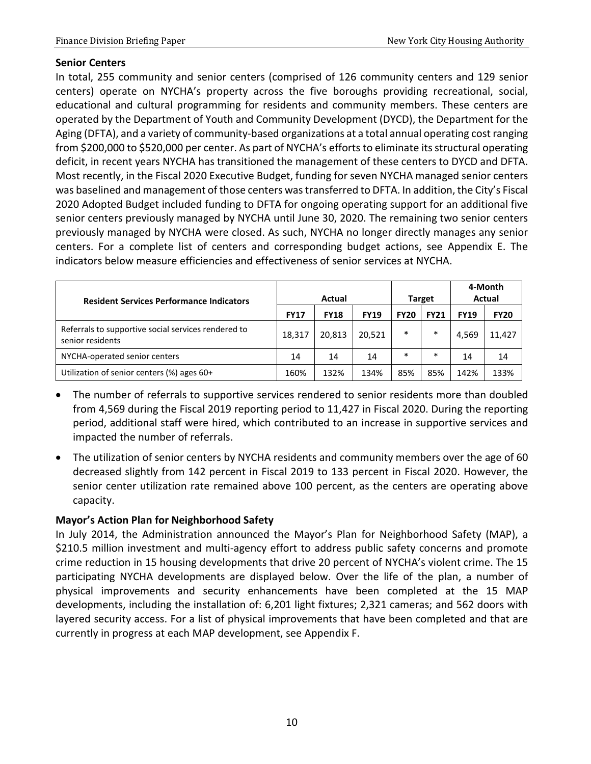**Senior Centers**

In total, 255 community and senior centers (comprised of 126 community centers and 129 senior centers) operate on NYCHA's property across the five boroughs providing recreational, social, educational and cultural programming for residents and community members. These centers are operated by the Department of Youth and Community Development (DYCD), the Department for the Aging (DFTA), and a variety of community-based organizations at a total annual operating cost ranging from \$200,000 to \$520,000 per center. As part of NYCHA's efforts to eliminate its structural operating deficit, in recent years NYCHA has transitioned the management of these centers to DYCD and DFTA. Most recently, in the Fiscal 2020 Executive Budget, funding for seven NYCHA managed senior centers was baselined and management of those centers was transferred to DFTA. In addition, the City's Fiscal 2020 Adopted Budget included funding to DFTA for ongoing operating support for an additional five senior centers previously managed by NYCHA until June 30, 2020. The remaining two senior centers previously managed by NYCHA were closed. As such, NYCHA no longer directly manages any senior centers. For a complete list of centers and corresponding budget actions, see Appendix E. The indicators below measure efficiencies and effectiveness of senior services at NYCHA.

| Resident Services Performance Indicators | Actual | | | Target | | 4-Month Actual | |
|---|---|---|---|---|---|---|---|
| | FY17 | FY18 | FY19 | FY20 | FY21 | FY19 | FY20 |
| Referrals to supportive social services rendered to senior residents | 18,317 | 20,813 | 20,521 | * | * | 4,569 | 11,427 |
| NYCHA-operated senior centers | 14 | 14 | 14 | * | * | 14 | 14 |
| Utilization of senior centers (%) ages 60+ | 160% | 132% | 134% | 85% | 85% | 142% | 133% |

- The number of referrals to supportive services rendered to senior residents more than doubled from 4,569 during the Fiscal 2019 reporting period to 11,427 in Fiscal 2020. During the reporting period, additional staff were hired, which contributed to an increase in supportive services and impacted the number of referrals.
- The utilization of senior centers by NYCHA residents and community members over the age of 60 decreased slightly from 142 percent in Fiscal 2019 to 133 percent in Fiscal 2020. However, the senior center utilization rate remained above 100 percent, as the centers are operating above capacity.

**Mayor's Action Plan for Neighborhood Safety**

In July 2014, the Administration announced the Mayor's Plan for Neighborhood Safety (MAP), a \$210.5 million investment and multi-agency effort to address public safety concerns and promote crime reduction in 15 housing developments that drive 20 percent of NYCHA's violent crime. The 15 participating NYCHA developments are displayed below. Over the life of the plan, a number of physical improvements and security enhancements have been completed at the 15 MAP developments, including the installation of: 6,201 light fixtures; 2,321 cameras; and 562 doors with layered security access. For a list of physical improvements that have been completed and that are currently in progress at each MAP development, see Appendix F.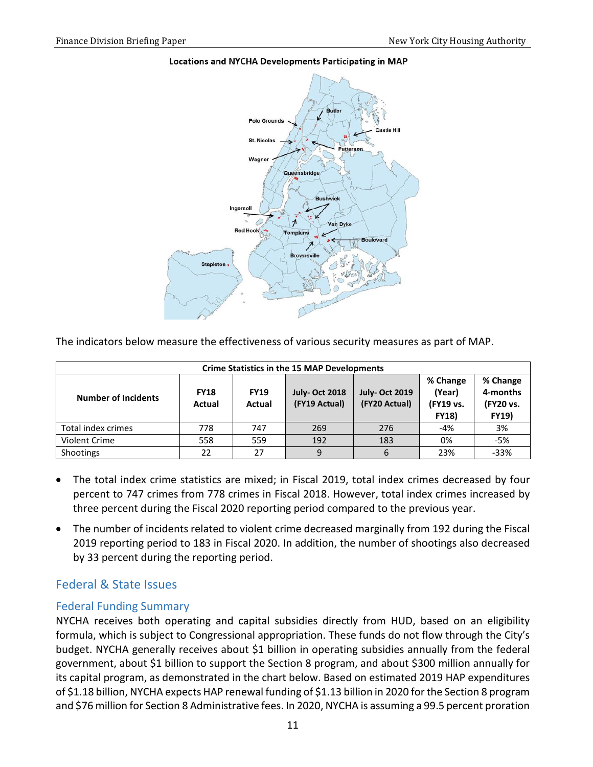**Locations and NYCHA Developments Participating in MAP**

The indicators below measure the effectiveness of various security measures as part of MAP.

| Crime Statistics in the 15 MAP Developments | | | | | | |
|---|---|---|---|---|---|---|
| **Number of Incidents** | **FY18 Actual** | **FY19 Actual** | **July- Oct 2018 (FY19 Actual)** | **July- Oct 2019 (FY20 Actual)** | **% Change (Year) (FY19 vs. FY18)** | **% Change 4-months (FY20 vs. FY19)** |
| Total index crimes | 778 | 747 | 269 | 276 | -4% | 3% |
| Violent Crime | 558 | 559 | 192 | 183 | 0% | -5% |
| Shootings | 22 | 27 | 9 | 6 | 23% | -33% |

- The total index crime statistics are mixed; in Fiscal 2019, total index crimes decreased by four percent to 747 crimes from 778 crimes in Fiscal 2018. However, total index crimes increased by three percent during the Fiscal 2020 reporting period compared to the previous year.
- The number of incidents related to violent crime decreased marginally from 192 during the Fiscal 2019 reporting period to 183 in Fiscal 2020. In addition, the number of shootings also decreased by 33 percent during the reporting period.

## Federal & State Issues

### Federal Funding Summary

NYCHA receives both operating and capital subsidies directly from HUD, based on an eligibility formula, which is subject to Congressional appropriation. These funds do not flow through the City's budget. NYCHA generally receives about $1 billion in operating subsidies annually from the federal government, about $1 billion to support the Section 8 program, and about $300 million annually for its capital program, as demonstrated in the chart below. Based on estimated 2019 HAP expenditures of $1.18 billion, NYCHA expects HAP renewal funding of $1.13 billion in 2020 for the Section 8 program and $76 million for Section 8 Administrative fees. In 2020, NYCHA is assuming a 99.5 percent proration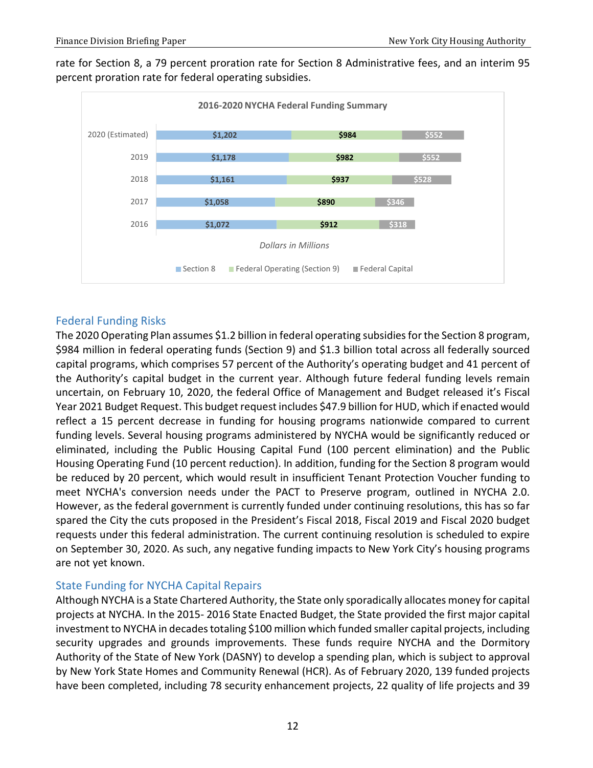rate for Section 8, a 79 percent proration rate for Section 8 Administrative fees, and an interim 95 percent proration rate for federal operating subsidies.

**2016-2020 NYCHA Federal Funding Summary**

| | Section 8 | Federal Operating (Section 9) | Federal Capital |
|---|---|---|---|
| 2020 (Estimated) | $1,202 | $984 | $552 |
| 2019 | $1,178 | $982 | $552 |
| 2018 | $1,161 | $937 | $528 |
| 2017 | $1,058 | $890 | $346 |
| 2016 | $1,072 | $912 | $318 |

*Dollars in Millions*

## Federal Funding Risks

The 2020 Operating Plan assumes $1.2 billion in federal operating subsidies for the Section 8 program, $984 million in federal operating funds (Section 9) and $1.3 billion total across all federally sourced capital programs, which comprises 57 percent of the Authority's operating budget and 41 percent of the Authority's capital budget in the current year. Although future federal funding levels remain uncertain, on February 10, 2020, the federal Office of Management and Budget released it's Fiscal Year 2021 Budget Request. This budget request includes $47.9 billion for HUD, which if enacted would reflect a 15 percent decrease in funding for housing programs nationwide compared to current funding levels. Several housing programs administered by NYCHA would be significantly reduced or eliminated, including the Public Housing Capital Fund (100 percent elimination) and the Public Housing Operating Fund (10 percent reduction). In addition, funding for the Section 8 program would be reduced by 20 percent, which would result in insufficient Tenant Protection Voucher funding to meet NYCHA's conversion needs under the PACT to Preserve program, outlined in NYCHA 2.0. However, as the federal government is currently funded under continuing resolutions, this has so far spared the City the cuts proposed in the President's Fiscal 2018, Fiscal 2019 and Fiscal 2020 budget requests under this federal administration. The current continuing resolution is scheduled to expire on September 30, 2020. As such, any negative funding impacts to New York City's housing programs are not yet known.

## State Funding for NYCHA Capital Repairs

Although NYCHA is a State Chartered Authority, the State only sporadically allocates money for capital projects at NYCHA. In the 2015- 2016 State Enacted Budget, the State provided the first major capital investment to NYCHA in decades totaling $100 million which funded smaller capital projects, including security upgrades and grounds improvements. These funds require NYCHA and the Dormitory Authority of the State of New York (DASNY) to develop a spending plan, which is subject to approval by New York State Homes and Community Renewal (HCR). As of February 2020, 139 funded projects have been completed, including 78 security enhancement projects, 22 quality of life projects and 39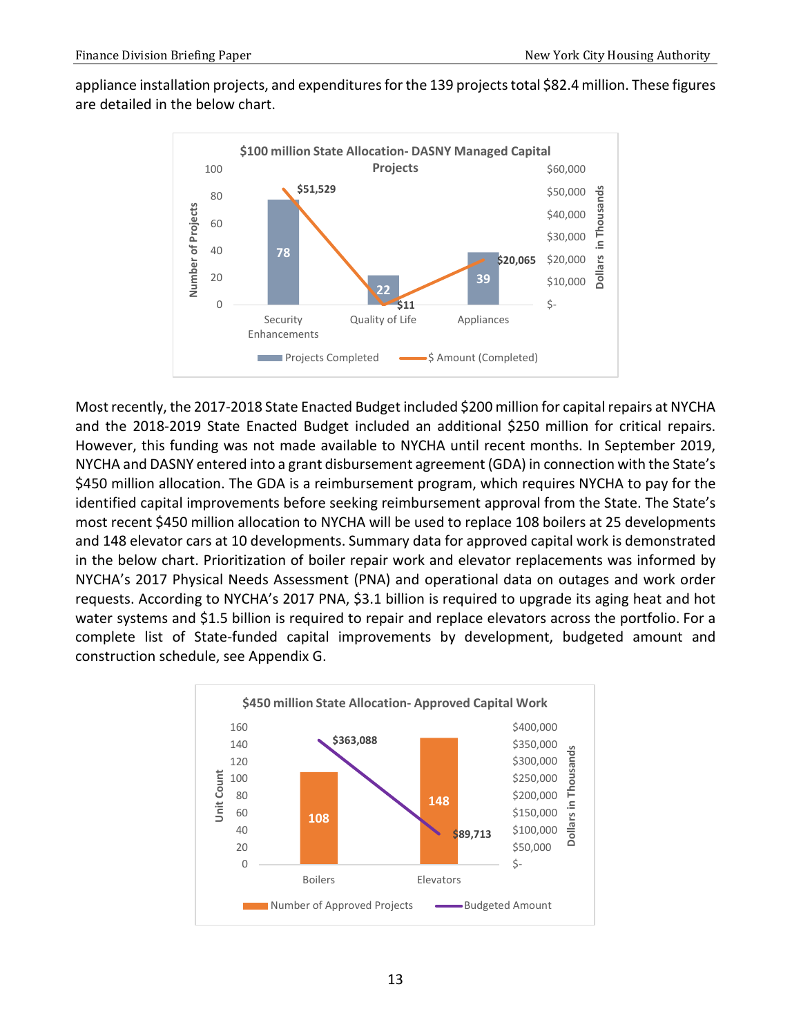appliance installation projects, and expenditures for the 139 projects total $82.4 million. These figures are detailed in the below chart.

**$100 million State Allocation- DASNY Managed Capital Projects**

| | Projects Completed | $ Amount (Completed) (Dollars in Thousands) |
|---|---|---|
| Security Enhancements | 78 | $51,529 |
| Quality of Life | 22 | $11 |
| Appliances | 39 | $20,065 |

Most recently, the 2017-2018 State Enacted Budget included $200 million for capital repairs at NYCHA and the 2018-2019 State Enacted Budget included an additional $250 million for critical repairs. However, this funding was not made available to NYCHA until recent months. In September 2019, NYCHA and DASNY entered into a grant disbursement agreement (GDA) in connection with the State's $450 million allocation. The GDA is a reimbursement program, which requires NYCHA to pay for the identified capital improvements before seeking reimbursement approval from the State. The State's most recent $450 million allocation to NYCHA will be used to replace 108 boilers at 25 developments and 148 elevator cars at 10 developments. Summary data for approved capital work is demonstrated in the below chart. Prioritization of boiler repair work and elevator replacements was informed by NYCHA's 2017 Physical Needs Assessment (PNA) and operational data on outages and work order requests. According to NYCHA's 2017 PNA, $3.1 billion is required to upgrade its aging heat and hot water systems and $1.5 billion is required to repair and replace elevators across the portfolio. For a complete list of State-funded capital improvements by development, budgeted amount and construction schedule, see Appendix G.

**$450 million State Allocation- Approved Capital Work**

| | Number of Approved Projects (Unit Count) | Budgeted Amount (Dollars in Thousands) |
|---|---|---|
| Boilers | 108 | $363,088 |
| Elevators | 148 | $89,713 |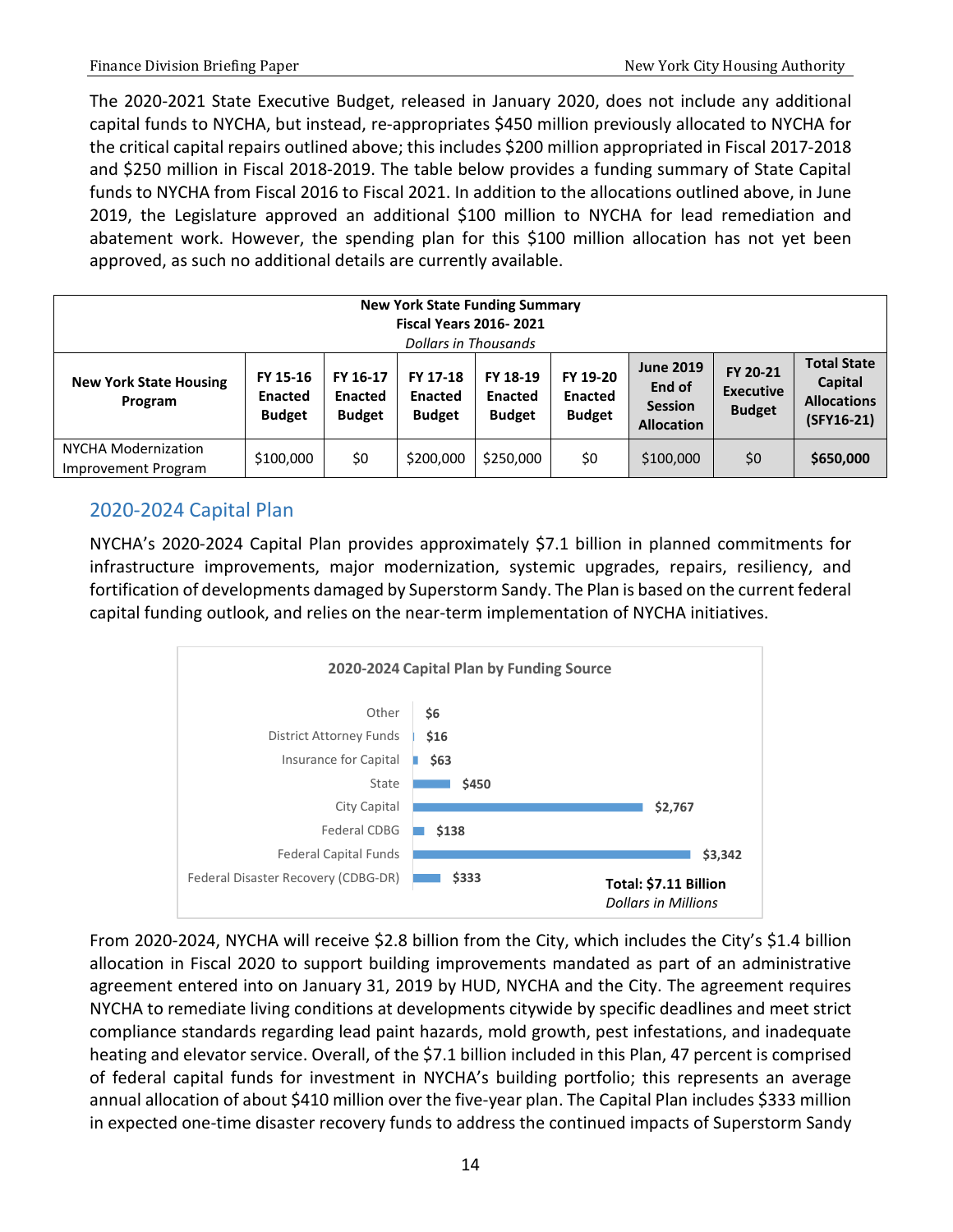The 2020-2021 State Executive Budget, released in January 2020, does not include any additional capital funds to NYCHA, but instead, re-appropriates $450 million previously allocated to NYCHA for the critical capital repairs outlined above; this includes $200 million appropriated in Fiscal 2017-2018 and $250 million in Fiscal 2018-2019. The table below provides a funding summary of State Capital funds to NYCHA from Fiscal 2016 to Fiscal 2021. In addition to the allocations outlined above, in June 2019, the Legislature approved an additional $100 million to NYCHA for lead remediation and abatement work. However, the spending plan for this $100 million allocation has not yet been approved, as such no additional details are currently available.

**New York State Funding Summary**
**Fiscal Years 2016- 2021**
*Dollars in Thousands*

| New York State Housing Program | FY 15-16 Enacted Budget | FY 16-17 Enacted Budget | FY 17-18 Enacted Budget | FY 18-19 Enacted Budget | FY 19-20 Enacted Budget | June 2019 End of Session Allocation | FY 20-21 Executive Budget | Total State Capital Allocations (SFY16-21) |
|---|---|---|---|---|---|---|---|---|
| NYCHA Modernization Improvement Program | $100,000 | $0 | $200,000 | $250,000 | $0 | $100,000 | $0 | **$650,000** |

## 2020-2024 Capital Plan

NYCHA's 2020-2024 Capital Plan provides approximately $7.1 billion in planned commitments for infrastructure improvements, major modernization, systemic upgrades, repairs, resiliency, and fortification of developments damaged by Superstorm Sandy. The Plan is based on the current federal capital funding outlook, and relies on the near-term implementation of NYCHA initiatives.

**2020-2024 Capital Plan by Funding Source**

| Funding Source | Amount |
|---|---|
| Other | $6 |
| District Attorney Funds | $16 |
| Insurance for Capital | $63 |
| State | $450 |
| City Capital | $2,767 |
| Federal CDBG | $138 |
| Federal Capital Funds | $3,342 |
| Federal Disaster Recovery (CDBG-DR) | $333 |

**Total: $7.11 Billion**
*Dollars in Millions*

From 2020-2024, NYCHA will receive $2.8 billion from the City, which includes the City's $1.4 billion allocation in Fiscal 2020 to support building improvements mandated as part of an administrative agreement entered into on January 31, 2019 by HUD, NYCHA and the City. The agreement requires NYCHA to remediate living conditions at developments citywide by specific deadlines and meet strict compliance standards regarding lead paint hazards, mold growth, pest infestations, and inadequate heating and elevator service. Overall, of the $7.1 billion included in this Plan, 47 percent is comprised of federal capital funds for investment in NYCHA's building portfolio; this represents an average annual allocation of about $410 million over the five-year plan. The Capital Plan includes $333 million in expected one-time disaster recovery funds to address the continued impacts of Superstorm Sandy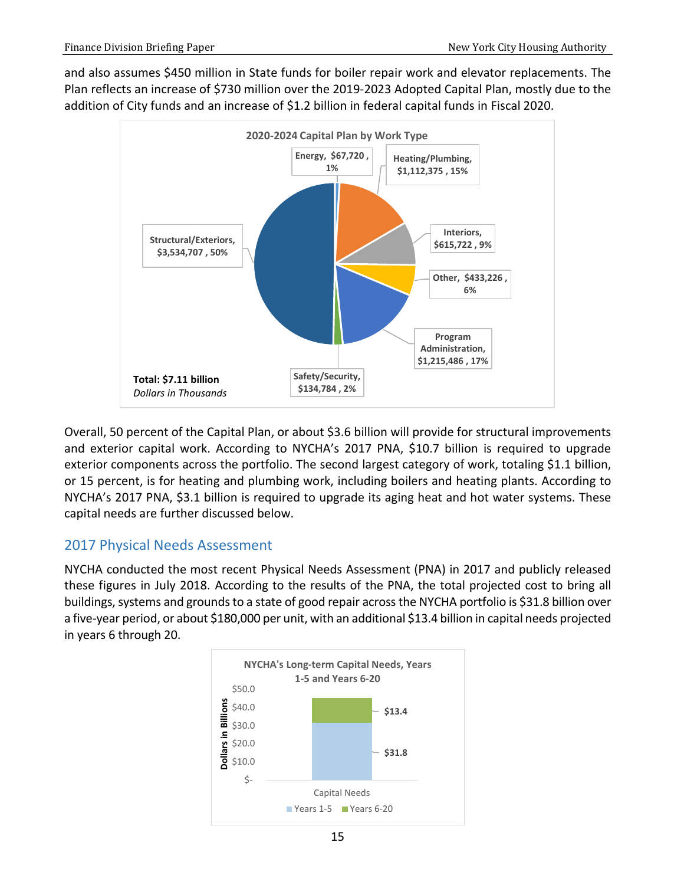and also assumes $450 million in State funds for boiler repair work and elevator replacements. The Plan reflects an increase of $730 million over the 2019-2023 Adopted Capital Plan, mostly due to the addition of City funds and an increase of $1.2 billion in federal capital funds in Fiscal 2020.

**2020-2024 Capital Plan by Work Type**

| Work Type | Amount | Percent |
|---|---|---|
| Energy | $67,720 | 1% |
| Heating/Plumbing | $1,112,375 | 15% |
| Interiors | $615,722 | 9% |
| Other | $433,226 | 6% |
| Program Administration | $1,215,486 | 17% |
| Safety/Security | $134,784 | 2% |
| Structural/Exteriors | $3,534,707 | 50% |

**Total: $7.11 billion**
*Dollars in Thousands*

Overall, 50 percent of the Capital Plan, or about $3.6 billion will provide for structural improvements and exterior capital work. According to NYCHA's 2017 PNA, $10.7 billion is required to upgrade exterior components across the portfolio. The second largest category of work, totaling $1.1 billion, or 15 percent, is for heating and plumbing work, including boilers and heating plants. According to NYCHA's 2017 PNA, $3.1 billion is required to upgrade its aging heat and hot water systems. These capital needs are further discussed below.

## 2017 Physical Needs Assessment

NYCHA conducted the most recent Physical Needs Assessment (PNA) in 2017 and publicly released these figures in July 2018. According to the results of the PNA, the total projected cost to bring all buildings, systems and grounds to a state of good repair across the NYCHA portfolio is $31.8 billion over a five-year period, or about $180,000 per unit, with an additional $13.4 billion in capital needs projected in years 6 through 20.

**NYCHA's Long-term Capital Needs, Years 1-5 and Years 6-20**

| Capital Needs (Dollars in Billions) | Value |
|---|---|
| Years 1-5 | $31.8 |
| Years 6-20 | $13.4 |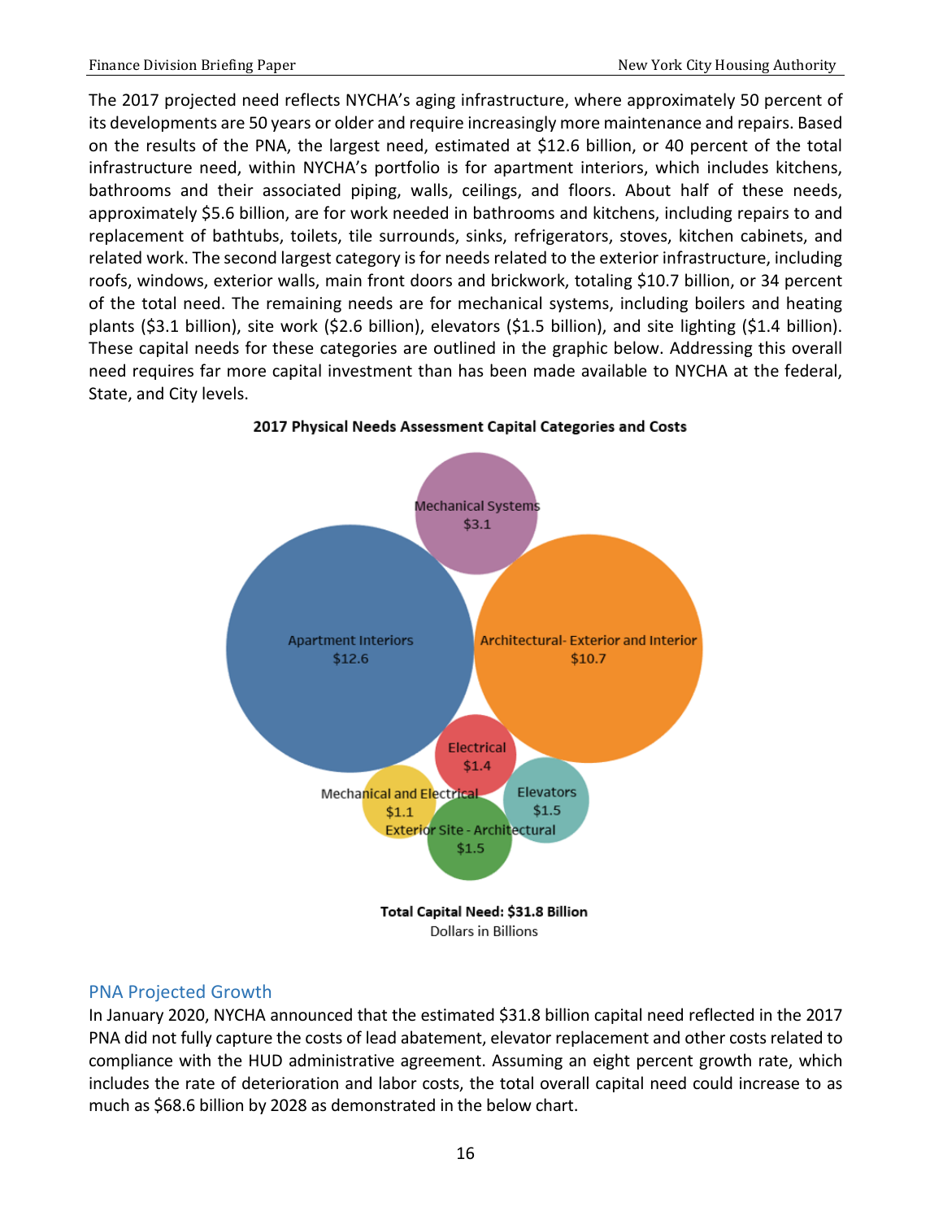The 2017 projected need reflects NYCHA's aging infrastructure, where approximately 50 percent of its developments are 50 years or older and require increasingly more maintenance and repairs. Based on the results of the PNA, the largest need, estimated at $12.6 billion, or 40 percent of the total infrastructure need, within NYCHA's portfolio is for apartment interiors, which includes kitchens, bathrooms and their associated piping, walls, ceilings, and floors. About half of these needs, approximately $5.6 billion, are for work needed in bathrooms and kitchens, including repairs to and replacement of bathtubs, toilets, tile surrounds, sinks, refrigerators, stoves, kitchen cabinets, and related work. The second largest category is for needs related to the exterior infrastructure, including roofs, windows, exterior walls, main front doors and brickwork, totaling $10.7 billion, or 34 percent of the total need. The remaining needs are for mechanical systems, including boilers and heating plants ($3.1 billion), site work ($2.6 billion), elevators ($1.5 billion), and site lighting ($1.4 billion). These capital needs for these categories are outlined in the graphic below. Addressing this overall need requires far more capital investment than has been made available to NYCHA at the federal, State, and City levels.

**2017 Physical Needs Assessment Capital Categories and Costs**

| Category | Cost |
|---|---|
| Apartment Interiors | $12.6 |
| Architectural- Exterior and Interior | $10.7 |
| Mechanical Systems | $3.1 |
| Elevators | $1.5 |
| Exterior Site - Architectural | $1.5 |
| Electrical | $1.4 |
| Mechanical and Electrical | $1.1 |

**Total Capital Need: $31.8 Billion**
Dollars in Billions

## PNA Projected Growth

In January 2020, NYCHA announced that the estimated $31.8 billion capital need reflected in the 2017 PNA did not fully capture the costs of lead abatement, elevator replacement and other costs related to compliance with the HUD administrative agreement. Assuming an eight percent growth rate, which includes the rate of deterioration and labor costs, the total overall capital need could increase to as much as $68.6 billion by 2028 as demonstrated in the below chart.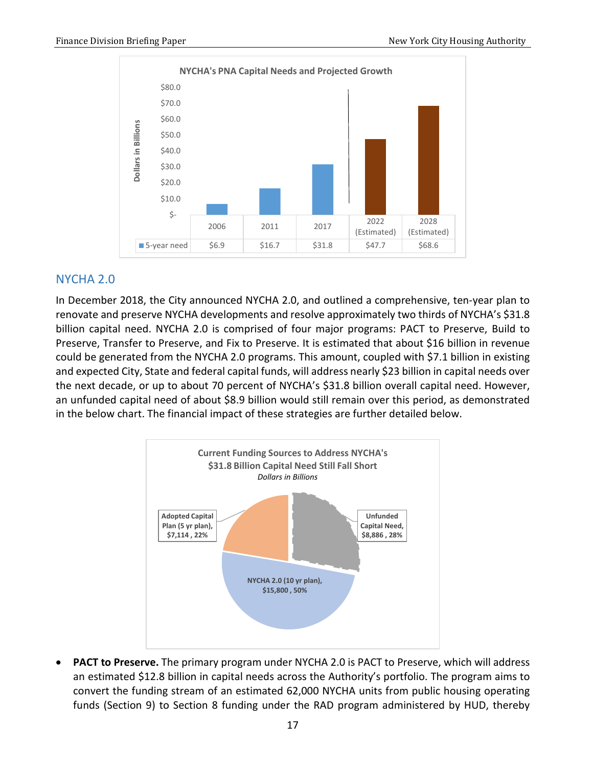**NYCHA's PNA Capital Needs and Projected Growth**

| | 2006 | 2011 | 2017 | 2022 (Estimated) | 2028 (Estimated) |
|---|---|---|---|---|---|
| 5-year need | $6.9 | $16.7 | $31.8 | $47.7 | $68.6 |

## NYCHA 2.0

In December 2018, the City announced NYCHA 2.0, and outlined a comprehensive, ten-year plan to renovate and preserve NYCHA developments and resolve approximately two thirds of NYCHA's $31.8 billion capital need. NYCHA 2.0 is comprised of four major programs: PACT to Preserve, Build to Preserve, Transfer to Preserve, and Fix to Preserve. It is estimated that about $16 billion in revenue could be generated from the NYCHA 2.0 programs. This amount, coupled with $7.1 billion in existing and expected City, State and federal capital funds, will address nearly $23 billion in capital needs over the next decade, or up to about 70 percent of NYCHA's $31.8 billion overall capital need. However, an unfunded capital need of about $8.9 billion would still remain over this period, as demonstrated in the below chart. The financial impact of these strategies are further detailed below.

**Current Funding Sources to Address NYCHA's $31.8 Billion Capital Need Still Fall Short**
*Dollars in Billions*

| Funding Source | Amount | Share |
|---|---|---|
| Adopted Capital Plan (5 yr plan) | $7,114 | 22% |
| NYCHA 2.0 (10 yr plan) | $15,800 | 50% |
| Unfunded Capital Need | $8,886 | 28% |

- **PACT to Preserve.** The primary program under NYCHA 2.0 is PACT to Preserve, which will address an estimated $12.8 billion in capital needs across the Authority's portfolio. The program aims to convert the funding stream of an estimated 62,000 NYCHA units from public housing operating funds (Section 9) to Section 8 funding under the RAD program administered by HUD, thereby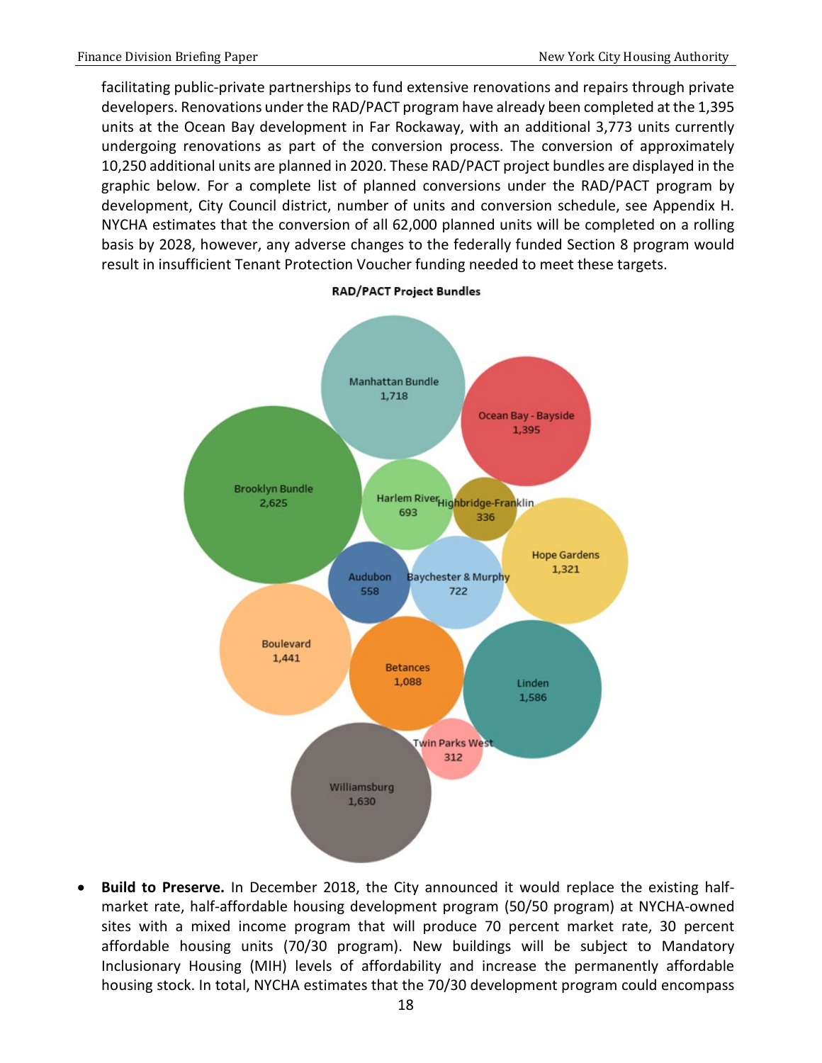facilitating public-private partnerships to fund extensive renovations and repairs through private developers. Renovations under the RAD/PACT program have already been completed at the 1,395 units at the Ocean Bay development in Far Rockaway, with an additional 3,773 units currently undergoing renovations as part of the conversion process. The conversion of approximately 10,250 additional units are planned in 2020. These RAD/PACT project bundles are displayed in the graphic below. For a complete list of planned conversions under the RAD/PACT program by development, City Council district, number of units and conversion schedule, see Appendix H. NYCHA estimates that the conversion of all 62,000 planned units will be completed on a rolling basis by 2028, however, any adverse changes to the federally funded Section 8 program would result in insufficient Tenant Protection Voucher funding needed to meet these targets.

**RAD/PACT Project Bundles**

| Bundle | Units |
|---|---|
| Manhattan Bundle | 1,718 |
| Ocean Bay - Bayside | 1,395 |
| Brooklyn Bundle | 2,625 |
| Harlem River | 693 |
| Highbridge-Franklin | 336 |
| Hope Gardens | 1,321 |
| Audubon | 558 |
| Baychester & Murphy | 722 |
| Boulevard | 1,441 |
| Betances | 1,088 |
| Linden | 1,586 |
| Twin Parks West | 312 |
| Williamsburg | 1,630 |

- **Build to Preserve.** In December 2018, the City announced it would replace the existing half-market rate, half-affordable housing development program (50/50 program) at NYCHA-owned sites with a mixed income program that will produce 70 percent market rate, 30 percent affordable housing units (70/30 program). New buildings will be subject to Mandatory Inclusionary Housing (MIH) levels of affordability and increase the permanently affordable housing stock. In total, NYCHA estimates that the 70/30 development program could encompass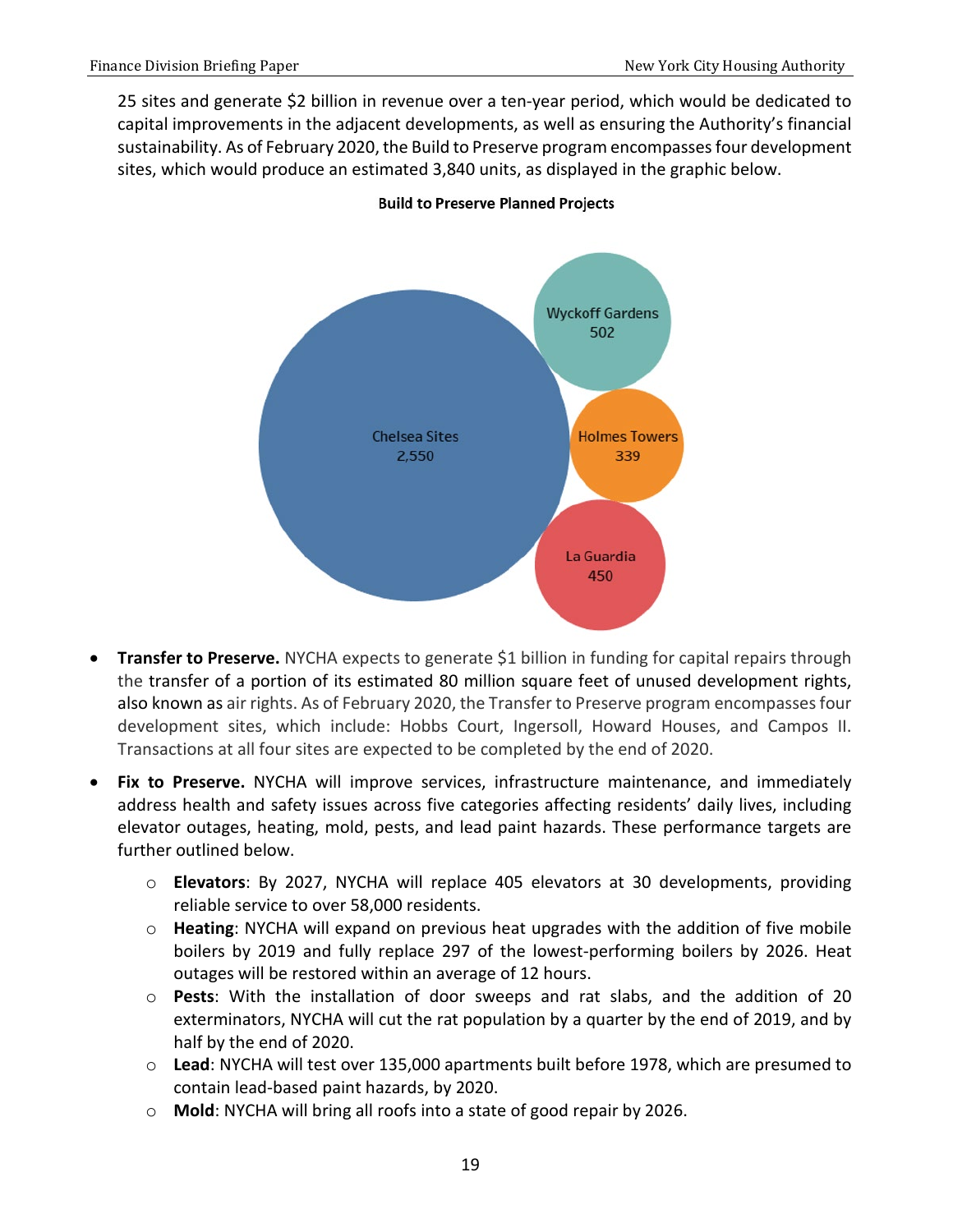25 sites and generate $2 billion in revenue over a ten-year period, which would be dedicated to capital improvements in the adjacent developments, as well as ensuring the Authority's financial sustainability. As of February 2020, the Build to Preserve program encompasses four development sites, which would produce an estimated 3,840 units, as displayed in the graphic below.

**Build to Preserve Planned Projects**

Chelsea Sites 2,550

Wyckoff Gardens 502

Holmes Towers 339

La Guardia 450

- **Transfer to Preserve.** NYCHA expects to generate $1 billion in funding for capital repairs through the transfer of a portion of its estimated 80 million square feet of unused development rights, also known as air rights. As of February 2020, the Transfer to Preserve program encompasses four development sites, which include: Hobbs Court, Ingersoll, Howard Houses, and Campos II. Transactions at all four sites are expected to be completed by the end of 2020.

- **Fix to Preserve.** NYCHA will improve services, infrastructure maintenance, and immediately address health and safety issues across five categories affecting residents' daily lives, including elevator outages, heating, mold, pests, and lead paint hazards. These performance targets are further outlined below.
  - **Elevators**: By 2027, NYCHA will replace 405 elevators at 30 developments, providing reliable service to over 58,000 residents.
  - **Heating**: NYCHA will expand on previous heat upgrades with the addition of five mobile boilers by 2019 and fully replace 297 of the lowest-performing boilers by 2026. Heat outages will be restored within an average of 12 hours.
  - **Pests**: With the installation of door sweeps and rat slabs, and the addition of 20 exterminators, NYCHA will cut the rat population by a quarter by the end of 2019, and by half by the end of 2020.
  - **Lead**: NYCHA will test over 135,000 apartments built before 1978, which are presumed to contain lead-based paint hazards, by 2020.
  - **Mold**: NYCHA will bring all roofs into a state of good repair by 2026.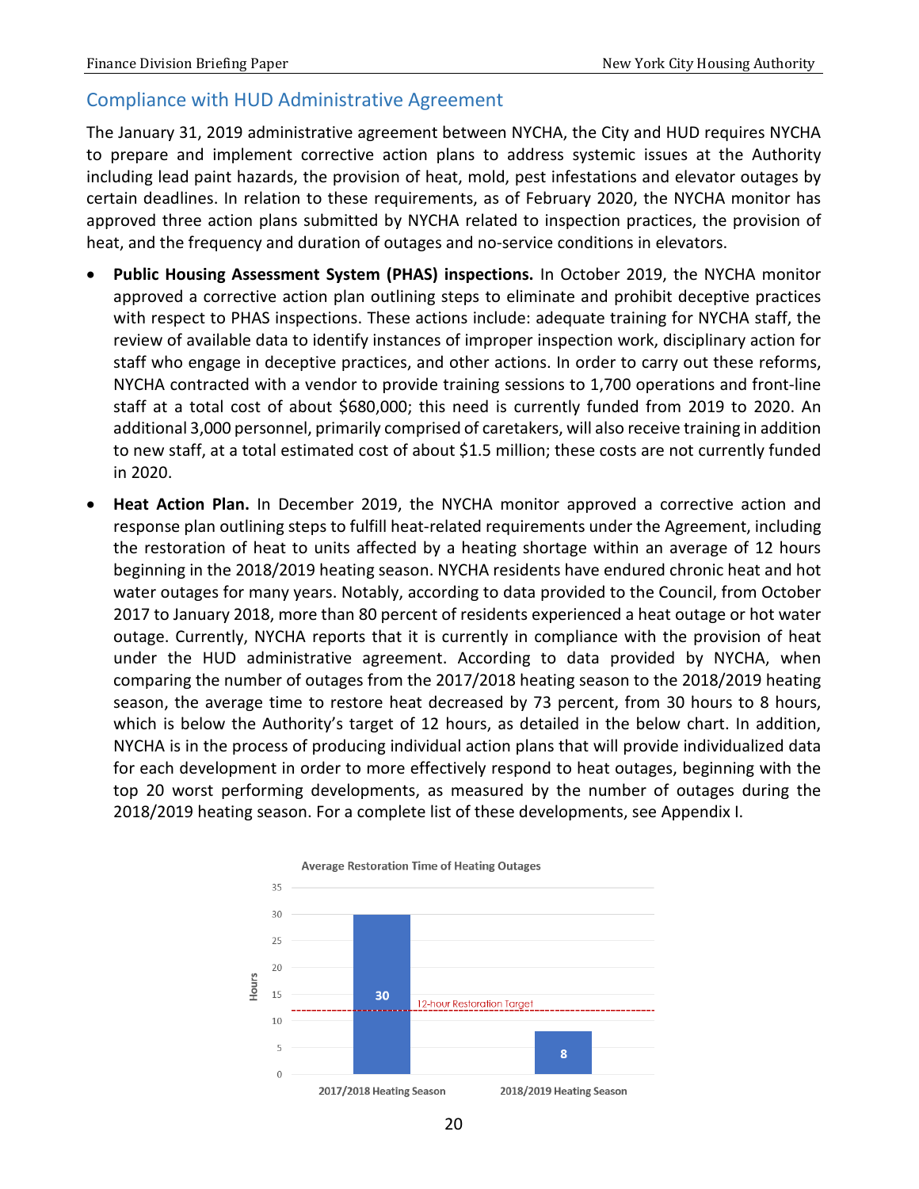## Compliance with HUD Administrative Agreement

The January 31, 2019 administrative agreement between NYCHA, the City and HUD requires NYCHA to prepare and implement corrective action plans to address systemic issues at the Authority including lead paint hazards, the provision of heat, mold, pest infestations and elevator outages by certain deadlines. In relation to these requirements, as of February 2020, the NYCHA monitor has approved three action plans submitted by NYCHA related to inspection practices, the provision of heat, and the frequency and duration of outages and no-service conditions in elevators.

- **Public Housing Assessment System (PHAS) inspections.** In October 2019, the NYCHA monitor approved a corrective action plan outlining steps to eliminate and prohibit deceptive practices with respect to PHAS inspections. These actions include: adequate training for NYCHA staff, the review of available data to identify instances of improper inspection work, disciplinary action for staff who engage in deceptive practices, and other actions. In order to carry out these reforms, NYCHA contracted with a vendor to provide training sessions to 1,700 operations and front-line staff at a total cost of about $680,000; this need is currently funded from 2019 to 2020. An additional 3,000 personnel, primarily comprised of caretakers, will also receive training in addition to new staff, at a total estimated cost of about $1.5 million; these costs are not currently funded in 2020.
- **Heat Action Plan.** In December 2019, the NYCHA monitor approved a corrective action and response plan outlining steps to fulfill heat-related requirements under the Agreement, including the restoration of heat to units affected by a heating shortage within an average of 12 hours beginning in the 2018/2019 heating season. NYCHA residents have endured chronic heat and hot water outages for many years. Notably, according to data provided to the Council, from October 2017 to January 2018, more than 80 percent of residents experienced a heat outage or hot water outage. Currently, NYCHA reports that it is currently in compliance with the provision of heat under the HUD administrative agreement. According to data provided by NYCHA, when comparing the number of outages from the 2017/2018 heating season to the 2018/2019 heating season, the average time to restore heat decreased by 73 percent, from 30 hours to 8 hours, which is below the Authority's target of 12 hours, as detailed in the below chart. In addition, NYCHA is in the process of producing individual action plans that will provide individualized data for each development in order to more effectively respond to heat outages, beginning with the top 20 worst performing developments, as measured by the number of outages during the 2018/2019 heating season. For a complete list of these developments, see Appendix I.

**Average Restoration Time of Heating Outages**

| Heating Season | Hours |
|---|---|
| 2017/2018 Heating Season | 30 |
| 2018/2019 Heating Season | 8 |

12-hour Restoration Target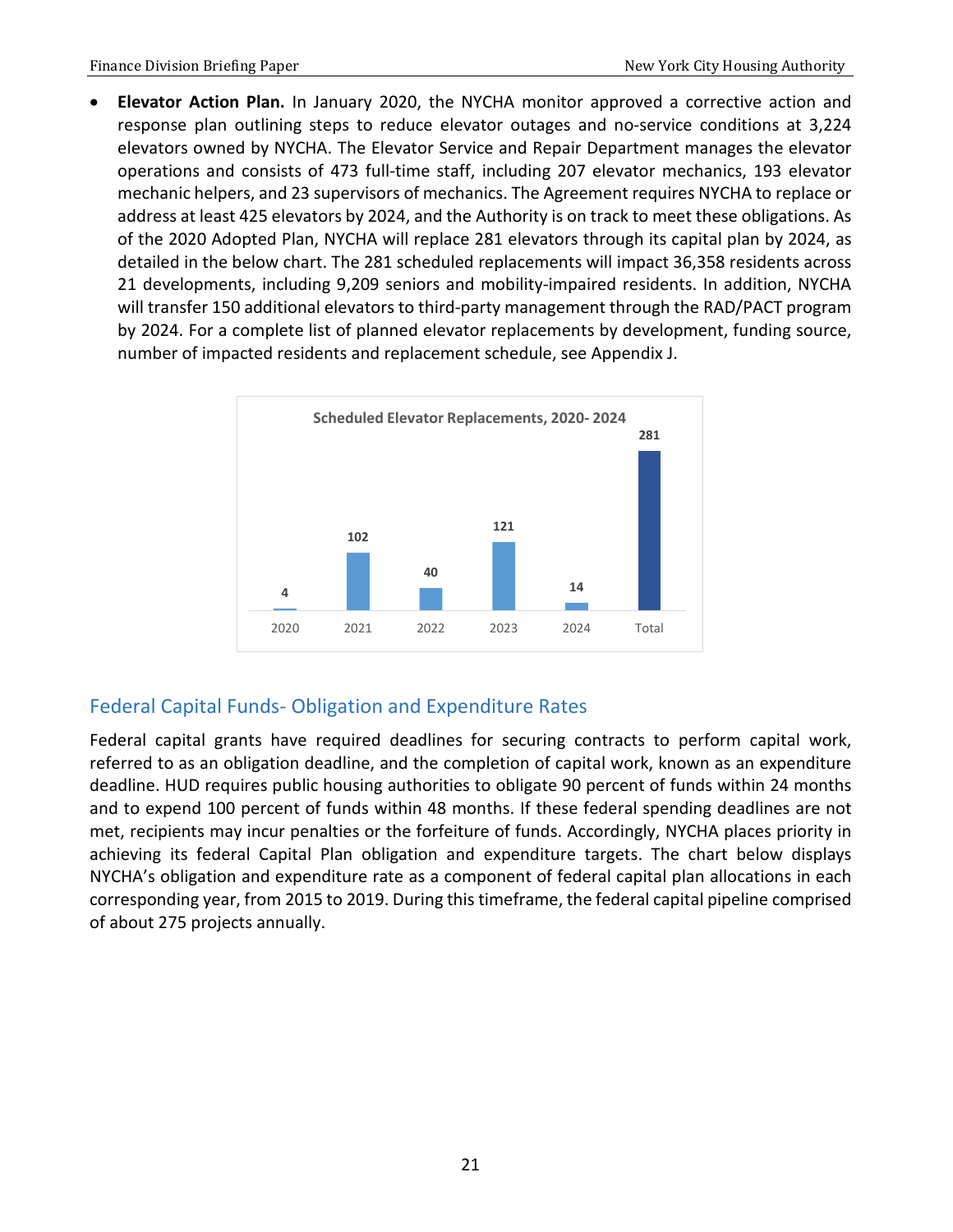- **Elevator Action Plan.** In January 2020, the NYCHA monitor approved a corrective action and response plan outlining steps to reduce elevator outages and no-service conditions at 3,224 elevators owned by NYCHA. The Elevator Service and Repair Department manages the elevator operations and consists of 473 full-time staff, including 207 elevator mechanics, 193 elevator mechanic helpers, and 23 supervisors of mechanics. The Agreement requires NYCHA to replace or address at least 425 elevators by 2024, and the Authority is on track to meet these obligations. As of the 2020 Adopted Plan, NYCHA will replace 281 elevators through its capital plan by 2024, as detailed in the below chart. The 281 scheduled replacements will impact 36,358 residents across 21 developments, including 9,209 seniors and mobility-impaired residents. In addition, NYCHA will transfer 150 additional elevators to third-party management through the RAD/PACT program by 2024. For a complete list of planned elevator replacements by development, funding source, number of impacted residents and replacement schedule, see Appendix J.

**Scheduled Elevator Replacements, 2020- 2024**

| 2020 | 2021 | 2022 | 2023 | 2024 | Total |
|---|---|---|---|---|---|
| 4 | 102 | 40 | 121 | 14 | 281 |

## Federal Capital Funds- Obligation and Expenditure Rates

Federal capital grants have required deadlines for securing contracts to perform capital work, referred to as an obligation deadline, and the completion of capital work, known as an expenditure deadline. HUD requires public housing authorities to obligate 90 percent of funds within 24 months and to expend 100 percent of funds within 48 months. If these federal spending deadlines are not met, recipients may incur penalties or the forfeiture of funds. Accordingly, NYCHA places priority in achieving its federal Capital Plan obligation and expenditure targets. The chart below displays NYCHA's obligation and expenditure rate as a component of federal capital plan allocations in each corresponding year, from 2015 to 2019. During this timeframe, the federal capital pipeline comprised of about 275 projects annually.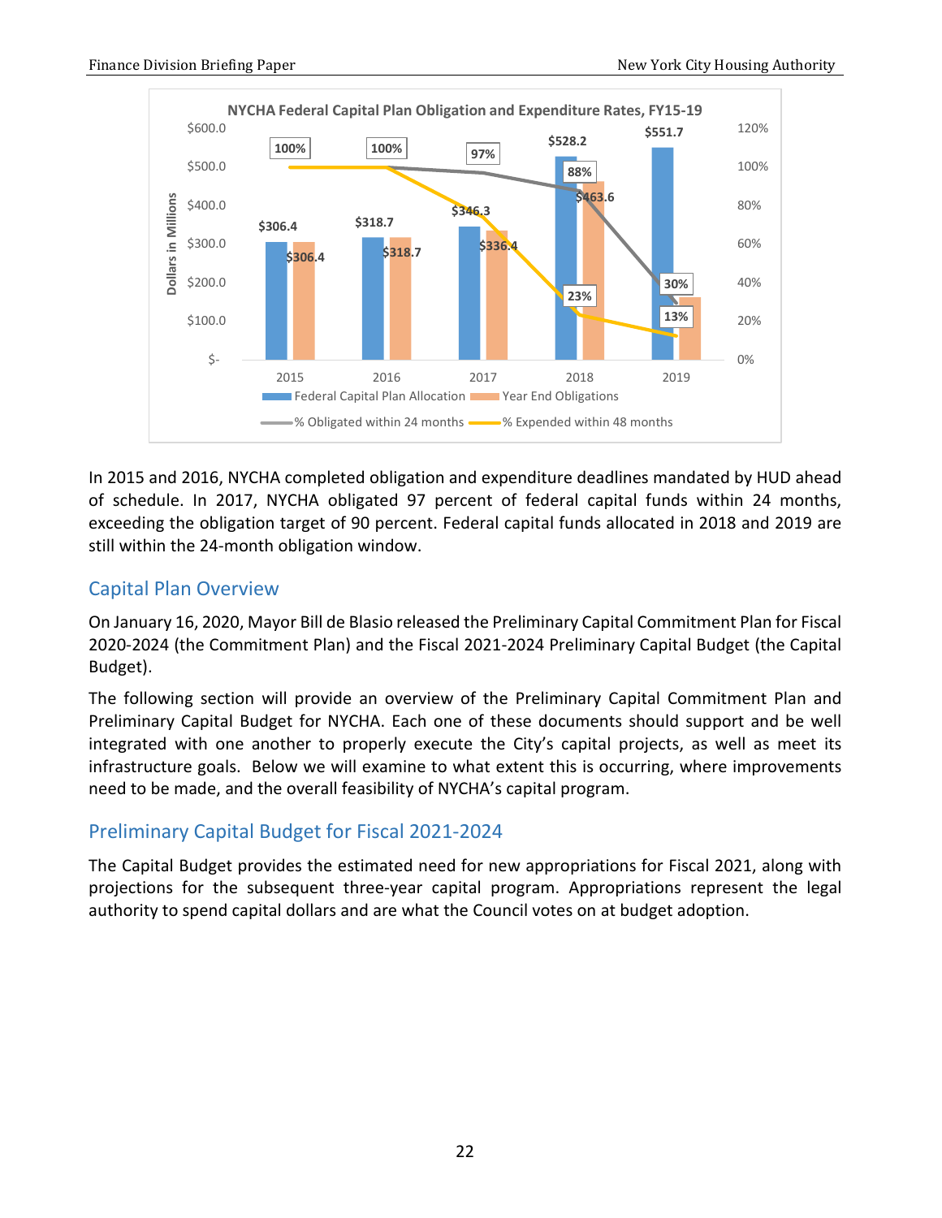**NYCHA Federal Capital Plan Obligation and Expenditure Rates, FY15-19**

| Year | Federal Capital Plan Allocation | Year End Obligations | % Obligated within 24 months | % Expended within 48 months |
|---|---|---|---|---|
| 2015 | $306.4 | $306.4 | 100% | 100% |
| 2016 | $318.7 | $318.7 | 100% | 100% |
| 2017 | $346.3 | $336.4 | 97% | |
| 2018 | $528.2 | $463.6 | 88% | 23% |
| 2019 | $551.7 | | 30% | 13% |

In 2015 and 2016, NYCHA completed obligation and expenditure deadlines mandated by HUD ahead of schedule. In 2017, NYCHA obligated 97 percent of federal capital funds within 24 months, exceeding the obligation target of 90 percent. Federal capital funds allocated in 2018 and 2019 are still within the 24-month obligation window.

## Capital Plan Overview

On January 16, 2020, Mayor Bill de Blasio released the Preliminary Capital Commitment Plan for Fiscal 2020-2024 (the Commitment Plan) and the Fiscal 2021-2024 Preliminary Capital Budget (the Capital Budget).

The following section will provide an overview of the Preliminary Capital Commitment Plan and Preliminary Capital Budget for NYCHA. Each one of these documents should support and be well integrated with one another to properly execute the City's capital projects, as well as meet its infrastructure goals. Below we will examine to what extent this is occurring, where improvements need to be made, and the overall feasibility of NYCHA's capital program.

## Preliminary Capital Budget for Fiscal 2021-2024

The Capital Budget provides the estimated need for new appropriations for Fiscal 2021, along with projections for the subsequent three-year capital program. Appropriations represent the legal authority to spend capital dollars and are what the Council votes on at budget adoption.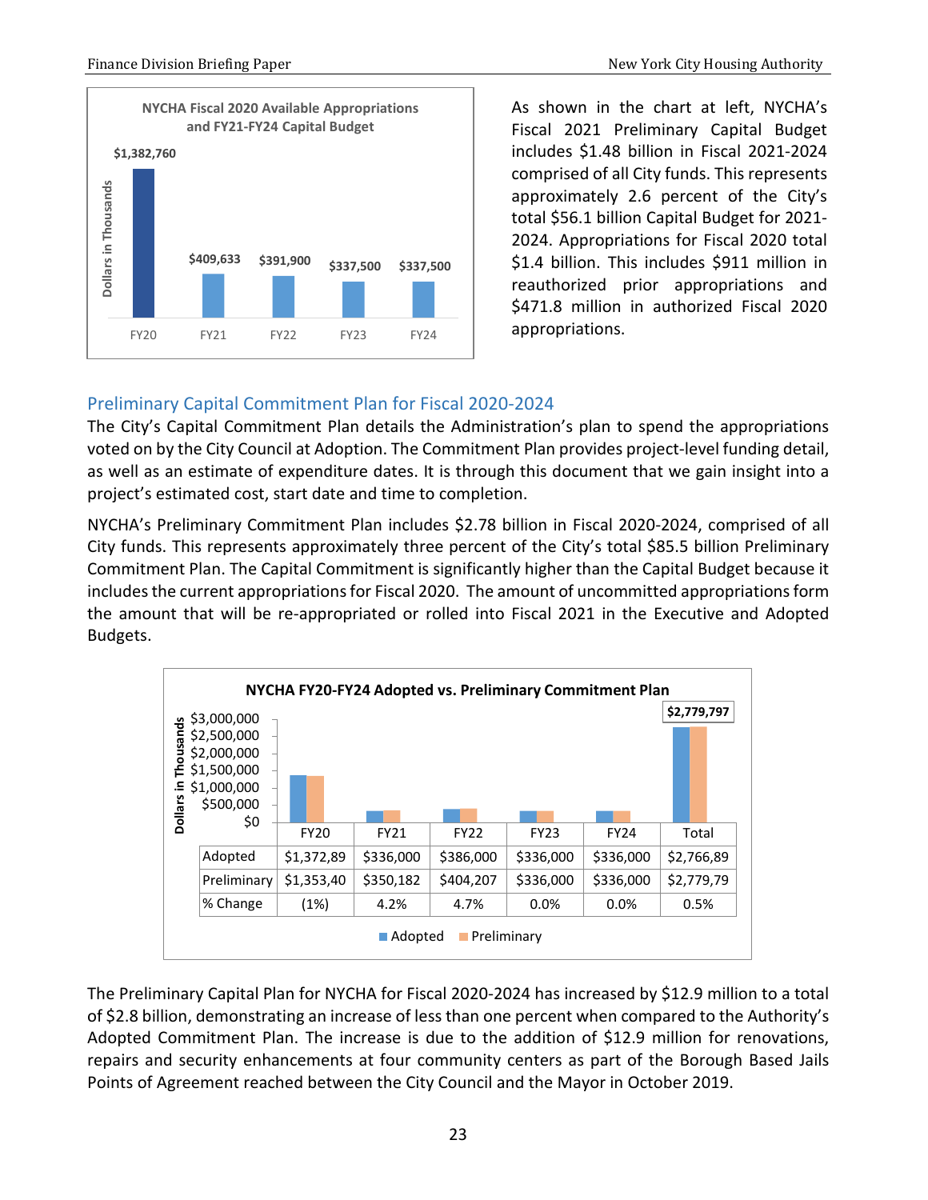**NYCHA Fiscal 2020 Available Appropriations and FY21-FY24 Capital Budget**

Dollars in Thousands

| FY20 | FY21 | FY22 | FY23 | FY24 |
|---|---|---|---|---|
| $1,382,760 | $409,633 | $391,900 | $337,500 | $337,500 |

As shown in the chart at left, NYCHA's Fiscal 2021 Preliminary Capital Budget includes $1.48 billion in Fiscal 2021-2024 comprised of all City funds. This represents approximately 2.6 percent of the City's total $56.1 billion Capital Budget for 2021-2024. Appropriations for Fiscal 2020 total $1.4 billion. This includes $911 million in reauthorized prior appropriations and $471.8 million in authorized Fiscal 2020 appropriations.

## Preliminary Capital Commitment Plan for Fiscal 2020-2024

The City's Capital Commitment Plan details the Administration's plan to spend the appropriations voted on by the City Council at Adoption. The Commitment Plan provides project-level funding detail, as well as an estimate of expenditure dates. It is through this document that we gain insight into a project's estimated cost, start date and time to completion.

NYCHA's Preliminary Commitment Plan includes $2.78 billion in Fiscal 2020-2024, comprised of all City funds. This represents approximately three percent of the City's total $85.5 billion Preliminary Commitment Plan. The Capital Commitment is significantly higher than the Capital Budget because it includes the current appropriations for Fiscal 2020. The amount of uncommitted appropriations form the amount that will be re-appropriated or rolled into Fiscal 2021 in the Executive and Adopted Budgets.

**NYCHA FY20-FY24 Adopted vs. Preliminary Commitment Plan**

Dollars in Thousands

| | FY20 | FY21 | FY22 | FY23 | FY24 | Total |
|---|---|---|---|---|---|---|
| Adopted | $1,372,89 | $336,000 | $386,000 | $336,000 | $336,000 | $2,766,89 |
| Preliminary | $1,353,40 | $350,182 | $404,207 | $336,000 | $336,000 | $2,779,79 |
| % Change | (1%) | 4.2% | 4.7% | 0.0% | 0.0% | 0.5% |

The Preliminary Capital Plan for NYCHA for Fiscal 2020-2024 has increased by $12.9 million to a total of $2.8 billion, demonstrating an increase of less than one percent when compared to the Authority's Adopted Commitment Plan. The increase is due to the addition of $12.9 million for renovations, repairs and security enhancements at four community centers as part of the Borough Based Jails Points of Agreement reached between the City Council and the Mayor in October 2019.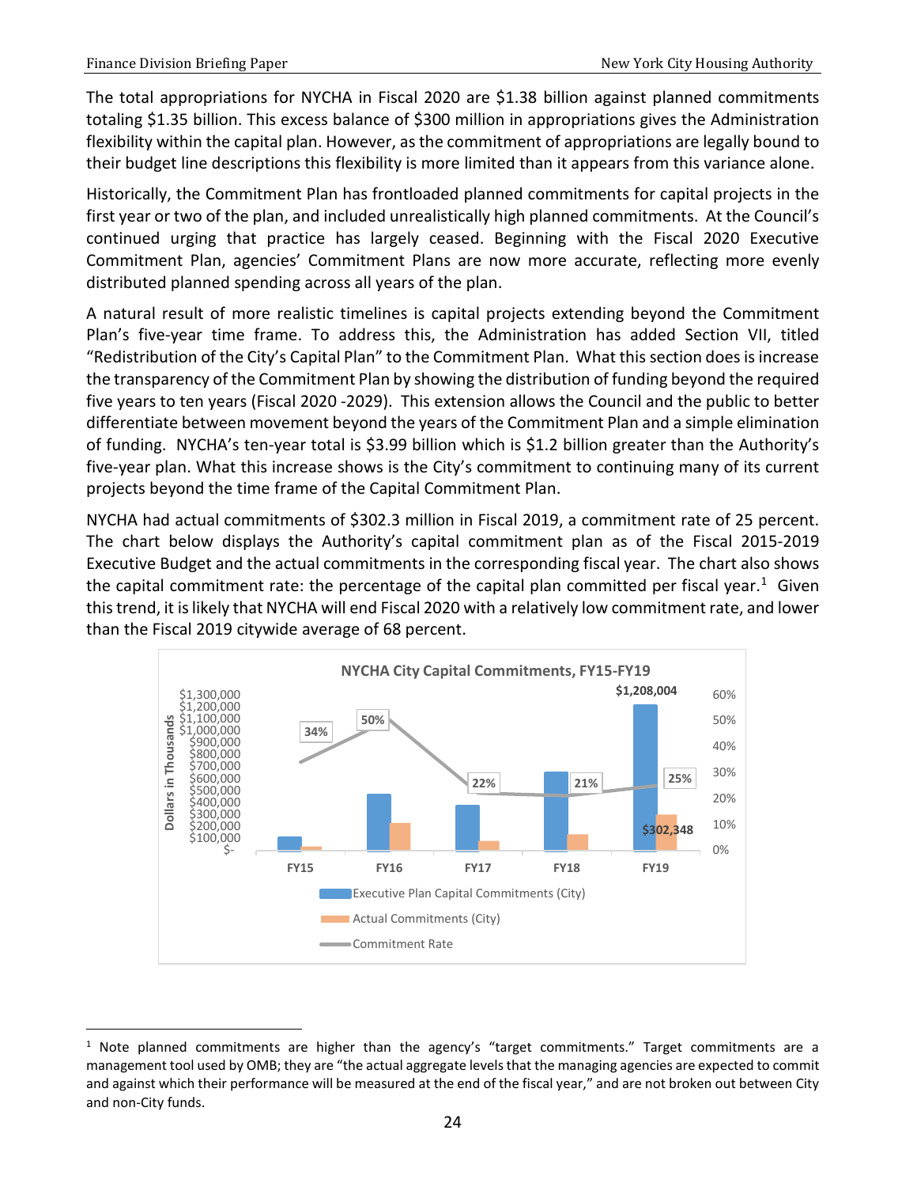The total appropriations for NYCHA in Fiscal 2020 are $1.38 billion against planned commitments totaling $1.35 billion. This excess balance of $300 million in appropriations gives the Administration flexibility within the capital plan. However, as the commitment of appropriations are legally bound to their budget line descriptions this flexibility is more limited than it appears from this variance alone.

Historically, the Commitment Plan has frontloaded planned commitments for capital projects in the first year or two of the plan, and included unrealistically high planned commitments. At the Council's continued urging that practice has largely ceased. Beginning with the Fiscal 2020 Executive Commitment Plan, agencies' Commitment Plans are now more accurate, reflecting more evenly distributed planned spending across all years of the plan.

A natural result of more realistic timelines is capital projects extending beyond the Commitment Plan's five-year time frame. To address this, the Administration has added Section VII, titled "Redistribution of the City's Capital Plan" to the Commitment Plan. What this section does is increase the transparency of the Commitment Plan by showing the distribution of funding beyond the required five years to ten years (Fiscal 2020 -2029). This extension allows the Council and the public to better differentiate between movement beyond the years of the Commitment Plan and a simple elimination of funding. NYCHA's ten-year total is $3.99 billion which is $1.2 billion greater than the Authority's five-year plan. What this increase shows is the City's commitment to continuing many of its current projects beyond the time frame of the Capital Commitment Plan.

NYCHA had actual commitments of $302.3 million in Fiscal 2019, a commitment rate of 25 percent. The chart below displays the Authority's capital commitment plan as of the Fiscal 2015-2019 Executive Budget and the actual commitments in the corresponding fiscal year. The chart also shows the capital commitment rate: the percentage of the capital plan committed per fiscal year.[1] Given this trend, it is likely that NYCHA will end Fiscal 2020 with a relatively low commitment rate, and lower than the Fiscal 2019 citywide average of 68 percent.

**NYCHA City Capital Commitments, FY15-FY19**

| | FY15 | FY16 | FY17 | FY18 | FY19 |
|---|---|---|---|---|---|
| Executive Plan Capital Commitments (City) (Dollars in Thousands) | | | | | $1,208,004 |
| Actual Commitments (City) (Dollars in Thousands) | | | | | $302,348 |
| Commitment Rate | 34% | 50% | 22% | 21% | 25% |

[1] Note planned commitments are higher than the agency's "target commitments." Target commitments are a management tool used by OMB; they are "the actual aggregate levels that the managing agencies are expected to commit and against which their performance will be measured at the end of the fiscal year," and are not broken out between City and non-City funds.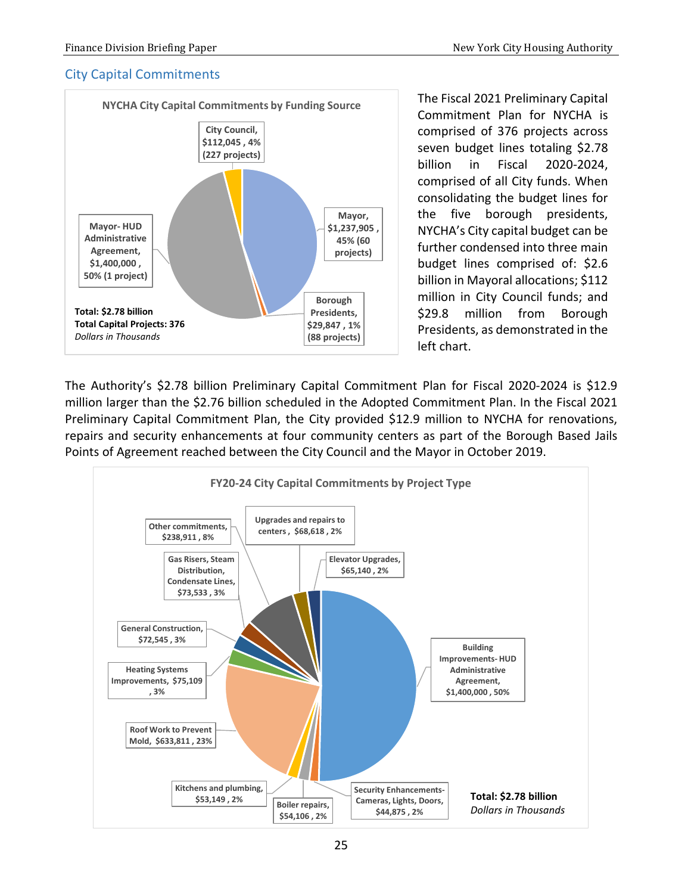## City Capital Commitments

**NYCHA City Capital Commitments by Funding Source**

- City Council, $112,045 , 4% (227 projects)
- Mayor, $1,237,905 , 45% (60 projects)
- Borough Presidents, $29,847 , 1% (88 projects)
- Mayor- HUD Administrative Agreement, $1,400,000 , 50% (1 project)

**Total: $2.78 billion**
**Total Capital Projects: 376**
*Dollars in Thousands*

The Fiscal 2021 Preliminary Capital Commitment Plan for NYCHA is comprised of 376 projects across seven budget lines totaling $2.78 billion in Fiscal 2020-2024, comprised of all City funds. When consolidating the budget lines for the five borough presidents, NYCHA's City capital budget can be further condensed into three main budget lines comprised of: $2.6 billion in Mayoral allocations; $112 million in City Council funds; and $29.8 million from Borough Presidents, as demonstrated in the left chart.

The Authority's $2.78 billion Preliminary Capital Commitment Plan for Fiscal 2020-2024 is $12.9 million larger than the $2.76 billion scheduled in the Adopted Commitment Plan. In the Fiscal 2021 Preliminary Capital Commitment Plan, the City provided $12.9 million to NYCHA for renovations, repairs and security enhancements at four community centers as part of the Borough Based Jails Points of Agreement reached between the City Council and the Mayor in October 2019.

**FY20-24 City Capital Commitments by Project Type**

- Building Improvements- HUD Administrative Agreement, $1,400,000 , 50%
- Roof Work to Prevent Mold, $633,811 , 23%
- Other commitments, $238,911 , 8%
- Heating Systems Improvements, $75,109 , 3%
- Gas Risers, Steam Distribution, Condensate Lines, $73,533 , 3%
- General Construction, $72,545 , 3%
- Upgrades and repairs to centers , $68,618 , 2%
- Elevator Upgrades, $65,140 , 2%
- Boiler repairs, $54,106 , 2%
- Kitchens and plumbing, $53,149 , 2%
- Security Enhancements- Cameras, Lights, Doors, $44,875 , 2%

**Total: $2.78 billion**
*Dollars in Thousands*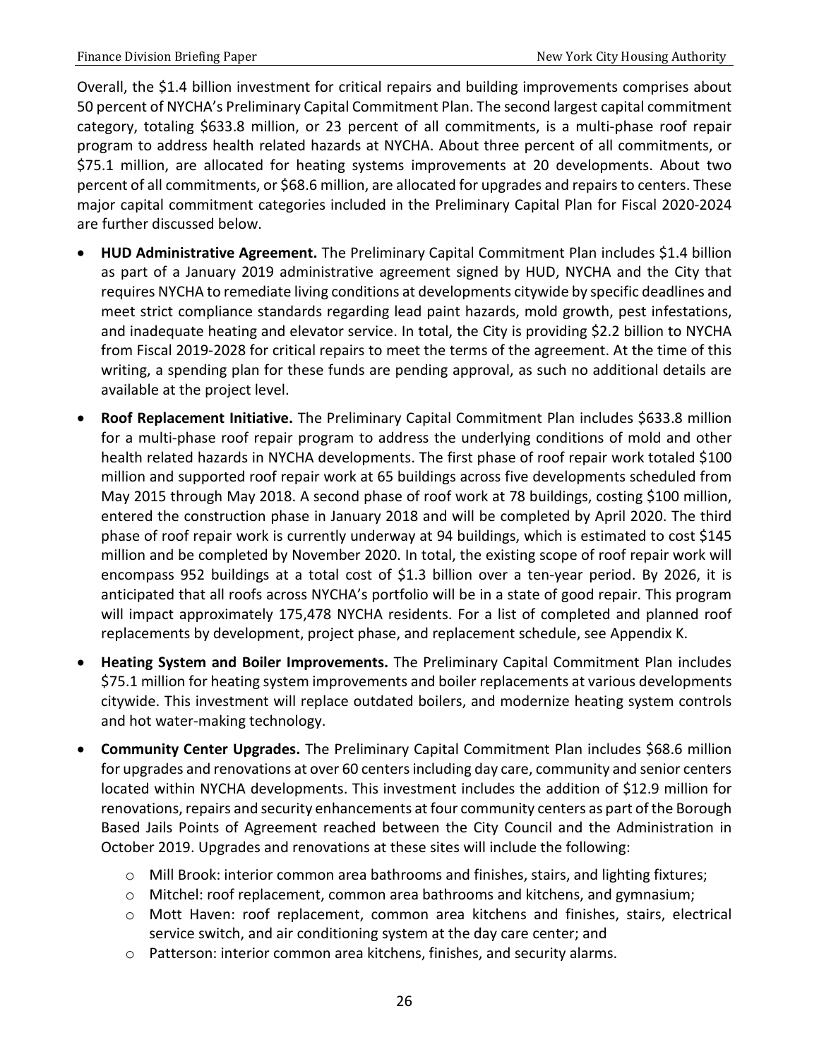Overall, the $1.4 billion investment for critical repairs and building improvements comprises about 50 percent of NYCHA's Preliminary Capital Commitment Plan. The second largest capital commitment category, totaling $633.8 million, or 23 percent of all commitments, is a multi-phase roof repair program to address health related hazards at NYCHA. About three percent of all commitments, or $75.1 million, are allocated for heating systems improvements at 20 developments. About two percent of all commitments, or $68.6 million, are allocated for upgrades and repairs to centers. These major capital commitment categories included in the Preliminary Capital Plan for Fiscal 2020-2024 are further discussed below.

- **HUD Administrative Agreement.** The Preliminary Capital Commitment Plan includes $1.4 billion as part of a January 2019 administrative agreement signed by HUD, NYCHA and the City that requires NYCHA to remediate living conditions at developments citywide by specific deadlines and meet strict compliance standards regarding lead paint hazards, mold growth, pest infestations, and inadequate heating and elevator service. In total, the City is providing $2.2 billion to NYCHA from Fiscal 2019-2028 for critical repairs to meet the terms of the agreement. At the time of this writing, a spending plan for these funds are pending approval, as such no additional details are available at the project level.
- **Roof Replacement Initiative.** The Preliminary Capital Commitment Plan includes $633.8 million for a multi-phase roof repair program to address the underlying conditions of mold and other health related hazards in NYCHA developments. The first phase of roof repair work totaled $100 million and supported roof repair work at 65 buildings across five developments scheduled from May 2015 through May 2018. A second phase of roof work at 78 buildings, costing $100 million, entered the construction phase in January 2018 and will be completed by April 2020. The third phase of roof repair work is currently underway at 94 buildings, which is estimated to cost $145 million and be completed by November 2020. In total, the existing scope of roof repair work will encompass 952 buildings at a total cost of $1.3 billion over a ten-year period. By 2026, it is anticipated that all roofs across NYCHA's portfolio will be in a state of good repair. This program will impact approximately 175,478 NYCHA residents. For a list of completed and planned roof replacements by development, project phase, and replacement schedule, see Appendix K.
- **Heating System and Boiler Improvements.** The Preliminary Capital Commitment Plan includes $75.1 million for heating system improvements and boiler replacements at various developments citywide. This investment will replace outdated boilers, and modernize heating system controls and hot water-making technology.
- **Community Center Upgrades.** The Preliminary Capital Commitment Plan includes $68.6 million for upgrades and renovations at over 60 centers including day care, community and senior centers located within NYCHA developments. This investment includes the addition of $12.9 million for renovations, repairs and security enhancements at four community centers as part of the Borough Based Jails Points of Agreement reached between the City Council and the Administration in October 2019. Upgrades and renovations at these sites will include the following:
  - Mill Brook: interior common area bathrooms and finishes, stairs, and lighting fixtures;
  - Mitchel: roof replacement, common area bathrooms and kitchens, and gymnasium;
  - Mott Haven: roof replacement, common area kitchens and finishes, stairs, electrical service switch, and air conditioning system at the day care center; and
  - Patterson: interior common area kitchens, finishes, and security alarms.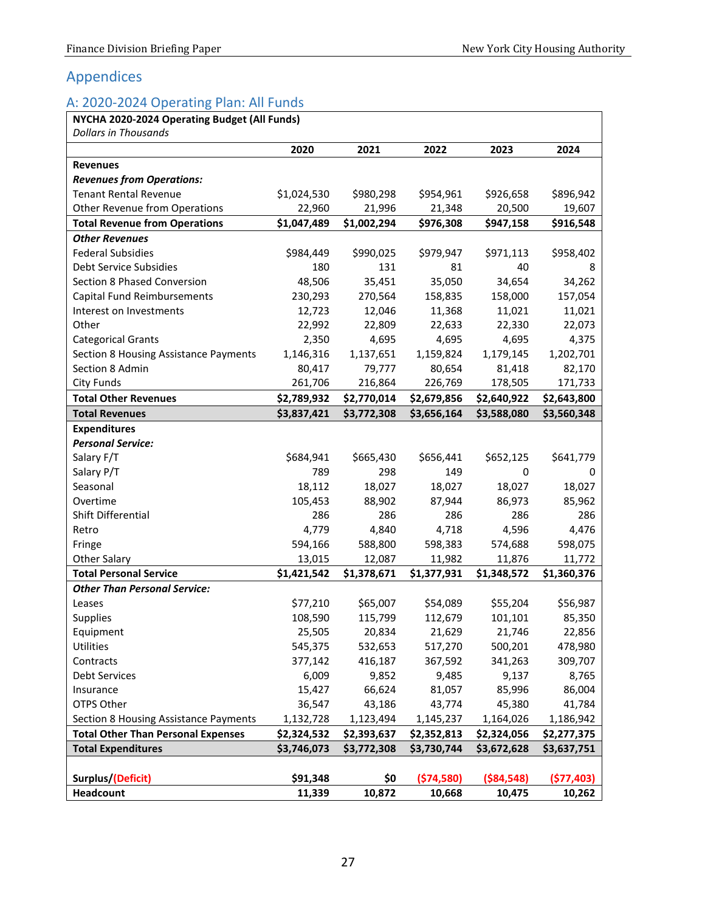# Appendices

## A: 2020-2024 Operating Plan: All Funds

| **NYCHA 2020-2024 Operating Budget (All Funds)** *Dollars in Thousands* | | | | | |
|---|---|---|---|---|---|
| | **2020** | **2021** | **2022** | **2023** | **2024** |
| **Revenues** | | | | | |
| ***Revenues from Operations:*** | | | | | |
| Tenant Rental Revenue | $1,024,530 | $980,298 | $954,961 | $926,658 | $896,942 |
| Other Revenue from Operations | 22,960 | 21,996 | 21,348 | 20,500 | 19,607 |
| **Total Revenue from Operations** | **$1,047,489** | **$1,002,294** | **$976,308** | **$947,158** | **$916,548** |
| ***Other Revenues*** | | | | | |
| Federal Subsidies | $984,449 | $990,025 | $979,947 | $971,113 | $958,402 |
| Debt Service Subsidies | 180 | 131 | 81 | 40 | 8 |
| Section 8 Phased Conversion | 48,506 | 35,451 | 35,050 | 34,654 | 34,262 |
| Capital Fund Reimbursements | 230,293 | 270,564 | 158,835 | 158,000 | 157,054 |
| Interest on Investments | 12,723 | 12,046 | 11,368 | 11,021 | 11,021 |
| Other | 22,992 | 22,809 | 22,633 | 22,330 | 22,073 |
| Categorical Grants | 2,350 | 4,695 | 4,695 | 4,695 | 4,375 |
| Section 8 Housing Assistance Payments | 1,146,316 | 1,137,651 | 1,159,824 | 1,179,145 | 1,202,701 |
| Section 8 Admin | 80,417 | 79,777 | 80,654 | 81,418 | 82,170 |
| City Funds | 261,706 | 216,864 | 226,769 | 178,505 | 171,733 |
| **Total Other Revenues** | **$2,789,932** | **$2,770,014** | **$2,679,856** | **$2,640,922** | **$2,643,800** |
| **Total Revenues** | **$3,837,421** | **$3,772,308** | **$3,656,164** | **$3,588,080** | **$3,560,348** |
| **Expenditures** | | | | | |
| ***Personal Service:*** | | | | | |
| Salary F/T | $684,941 | $665,430 | $656,441 | $652,125 | $641,779 |
| Salary P/T | 789 | 298 | 149 | 0 | 0 |
| Seasonal | 18,112 | 18,027 | 18,027 | 18,027 | 18,027 |
| Overtime | 105,453 | 88,902 | 87,944 | 86,973 | 85,962 |
| Shift Differential | 286 | 286 | 286 | 286 | 286 |
| Retro | 4,779 | 4,840 | 4,718 | 4,596 | 4,476 |
| Fringe | 594,166 | 588,800 | 598,383 | 574,688 | 598,075 |
| Other Salary | 13,015 | 12,087 | 11,982 | 11,876 | 11,772 |
| **Total Personal Service** | **$1,421,542** | **$1,378,671** | **$1,377,931** | **$1,348,572** | **$1,360,376** |
| ***Other Than Personal Service:*** | | | | | |
| Leases | $77,210 | $65,007 | $54,089 | $55,204 | $56,987 |
| Supplies | 108,590 | 115,799 | 112,679 | 101,101 | 85,350 |
| Equipment | 25,505 | 20,834 | 21,629 | 21,746 | 22,856 |
| Utilities | 545,375 | 532,653 | 517,270 | 500,201 | 478,980 |
| Contracts | 377,142 | 416,187 | 367,592 | 341,263 | 309,707 |
| Debt Services | 6,009 | 9,852 | 9,485 | 9,137 | 8,765 |
| Insurance | 15,427 | 66,624 | 81,057 | 85,996 | 86,004 |
| OTPS Other | 36,547 | 43,186 | 43,774 | 45,380 | 41,784 |
| Section 8 Housing Assistance Payments | 1,132,728 | 1,123,494 | 1,145,237 | 1,164,026 | 1,186,942 |
| **Total Other Than Personal Expenses** | **$2,324,532** | **$2,393,637** | **$2,352,813** | **$2,324,056** | **$2,277,375** |
| **Total Expenditures** | **$3,746,073** | **$3,772,308** | **$3,730,744** | **$3,672,628** | **$3,637,751** |
| | | | | | |
| **Surplus/(Deficit)** | **$91,348** | **$0** | **($74,580)** | **($84,548)** | **($77,403)** |
| **Headcount** | **11,339** | **10,872** | **10,668** | **10,475** | **10,262** |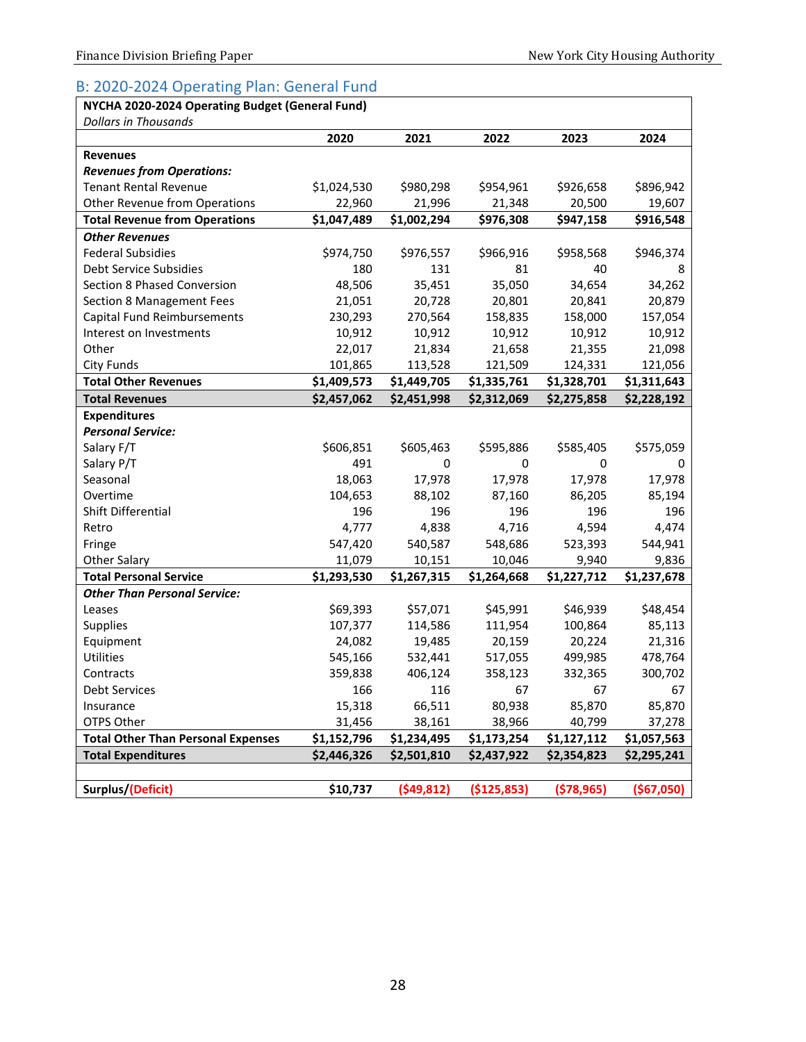## B: 2020-2024 Operating Plan: General Fund

| NYCHA 2020-2024 Operating Budget (General Fund)<br>*Dollars in Thousands* | 2020 | 2021 | 2022 | 2023 | 2024 |
|---|---|---|---|---|---|
| **Revenues** | | | | | |
| ***Revenues from Operations:*** | | | | | |
| Tenant Rental Revenue | $1,024,530 | $980,298 | $954,961 | $926,658 | $896,942 |
| Other Revenue from Operations | 22,960 | 21,996 | 21,348 | 20,500 | 19,607 |
| **Total Revenue from Operations** | **$1,047,489** | **$1,002,294** | **$976,308** | **$947,158** | **$916,548** |
| ***Other Revenues*** | | | | | |
| Federal Subsidies | $974,750 | $976,557 | $966,916 | $958,568 | $946,374 |
| Debt Service Subsidies | 180 | 131 | 81 | 40 | 8 |
| Section 8 Phased Conversion | 48,506 | 35,451 | 35,050 | 34,654 | 34,262 |
| Section 8 Management Fees | 21,051 | 20,728 | 20,801 | 20,841 | 20,879 |
| Capital Fund Reimbursements | 230,293 | 270,564 | 158,835 | 158,000 | 157,054 |
| Interest on Investments | 10,912 | 10,912 | 10,912 | 10,912 | 10,912 |
| Other | 22,017 | 21,834 | 21,658 | 21,355 | 21,098 |
| City Funds | 101,865 | 113,528 | 121,509 | 124,331 | 121,056 |
| **Total Other Revenues** | **$1,409,573** | **$1,449,705** | **$1,335,761** | **$1,328,701** | **$1,311,643** |
| **Total Revenues** | **$2,457,062** | **$2,451,998** | **$2,312,069** | **$2,275,858** | **$2,228,192** |
| **Expenditures** | | | | | |
| ***Personal Service:*** | | | | | |
| Salary F/T | $606,851 | $605,463 | $595,886 | $585,405 | $575,059 |
| Salary P/T | 491 | 0 | 0 | 0 | 0 |
| Seasonal | 18,063 | 17,978 | 17,978 | 17,978 | 17,978 |
| Overtime | 104,653 | 88,102 | 87,160 | 86,205 | 85,194 |
| Shift Differential | 196 | 196 | 196 | 196 | 196 |
| Retro | 4,777 | 4,838 | 4,716 | 4,594 | 4,474 |
| Fringe | 547,420 | 540,587 | 548,686 | 523,393 | 544,941 |
| Other Salary | 11,079 | 10,151 | 10,046 | 9,940 | 9,836 |
| **Total Personal Service** | **$1,293,530** | **$1,267,315** | **$1,264,668** | **$1,227,712** | **$1,237,678** |
| ***Other Than Personal Service:*** | | | | | |
| Leases | $69,393 | $57,071 | $45,991 | $46,939 | $48,454 |
| Supplies | 107,377 | 114,586 | 111,954 | 100,864 | 85,113 |
| Equipment | 24,082 | 19,485 | 20,159 | 20,224 | 21,316 |
| Utilities | 545,166 | 532,441 | 517,055 | 499,985 | 478,764 |
| Contracts | 359,838 | 406,124 | 358,123 | 332,365 | 300,702 |
| Debt Services | 166 | 116 | 67 | 67 | 67 |
| Insurance | 15,318 | 66,511 | 80,938 | 85,870 | 85,870 |
| OTPS Other | 31,456 | 38,161 | 38,966 | 40,799 | 37,278 |
| **Total Other Than Personal Expenses** | **$1,152,796** | **$1,234,495** | **$1,173,254** | **$1,127,112** | **$1,057,563** |
| **Total Expenditures** | **$2,446,326** | **$2,501,810** | **$2,437,922** | **$2,354,823** | **$2,295,241** |
| | | | | | |
| **Surplus/(Deficit)** | **$10,737** | **($49,812)** | **($125,853)** | **($78,965)** | **($67,050)** |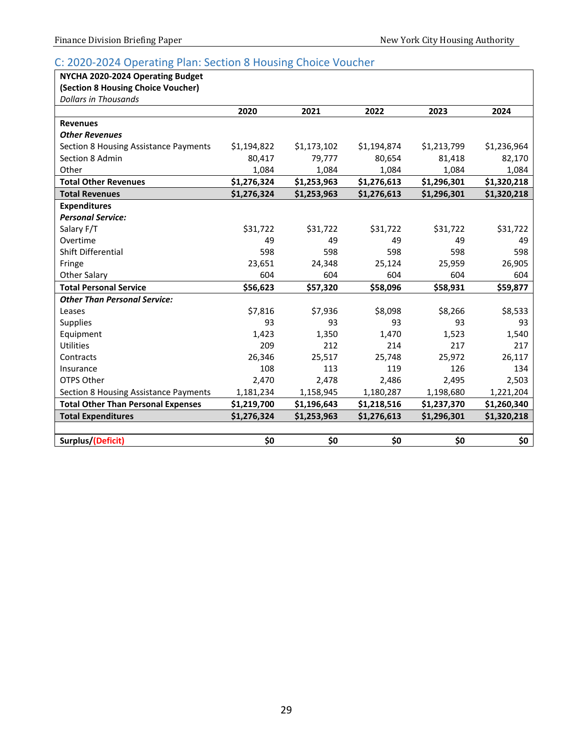## C: 2020-2024 Operating Plan: Section 8 Housing Choice Voucher

| NYCHA 2020-2024 Operating Budget (Section 8 Housing Choice Voucher) *Dollars in Thousands* | | | | | |
|---|---|---|---|---|---|
| | **2020** | **2021** | **2022** | **2023** | **2024** |
| **Revenues** | | | | | |
| ***Other Revenues*** | | | | | |
| Section 8 Housing Assistance Payments | $1,194,822 | $1,173,102 | $1,194,874 | $1,213,799 | $1,236,964 |
| Section 8 Admin | 80,417 | 79,777 | 80,654 | 81,418 | 82,170 |
| Other | 1,084 | 1,084 | 1,084 | 1,084 | 1,084 |
| **Total Other Revenues** | **$1,276,324** | **$1,253,963** | **$1,276,613** | **$1,296,301** | **$1,320,218** |
| **Total Revenues** | **$1,276,324** | **$1,253,963** | **$1,276,613** | **$1,296,301** | **$1,320,218** |
| **Expenditures** | | | | | |
| ***Personal Service:*** | | | | | |
| Salary F/T | $31,722 | $31,722 | $31,722 | $31,722 | $31,722 |
| Overtime | 49 | 49 | 49 | 49 | 49 |
| Shift Differential | 598 | 598 | 598 | 598 | 598 |
| Fringe | 23,651 | 24,348 | 25,124 | 25,959 | 26,905 |
| Other Salary | 604 | 604 | 604 | 604 | 604 |
| **Total Personal Service** | **$56,623** | **$57,320** | **$58,096** | **$58,931** | **$59,877** |
| ***Other Than Personal Service:*** | | | | | |
| Leases | $7,816 | $7,936 | $8,098 | $8,266 | $8,533 |
| Supplies | 93 | 93 | 93 | 93 | 93 |
| Equipment | 1,423 | 1,350 | 1,470 | 1,523 | 1,540 |
| Utilities | 209 | 212 | 214 | 217 | 217 |
| Contracts | 26,346 | 25,517 | 25,748 | 25,972 | 26,117 |
| Insurance | 108 | 113 | 119 | 126 | 134 |
| OTPS Other | 2,470 | 2,478 | 2,486 | 2,495 | 2,503 |
| Section 8 Housing Assistance Payments | 1,181,234 | 1,158,945 | 1,180,287 | 1,198,680 | 1,221,204 |
| **Total Other Than Personal Expenses** | **$1,219,700** | **$1,196,643** | **$1,218,516** | **$1,237,370** | **$1,260,340** |
| **Total Expenditures** | **$1,276,324** | **$1,253,963** | **$1,276,613** | **$1,296,301** | **$1,320,218** |
| | | | | | |
| **Surplus/(Deficit)** | **$0** | **$0** | **$0** | **$0** | **$0** |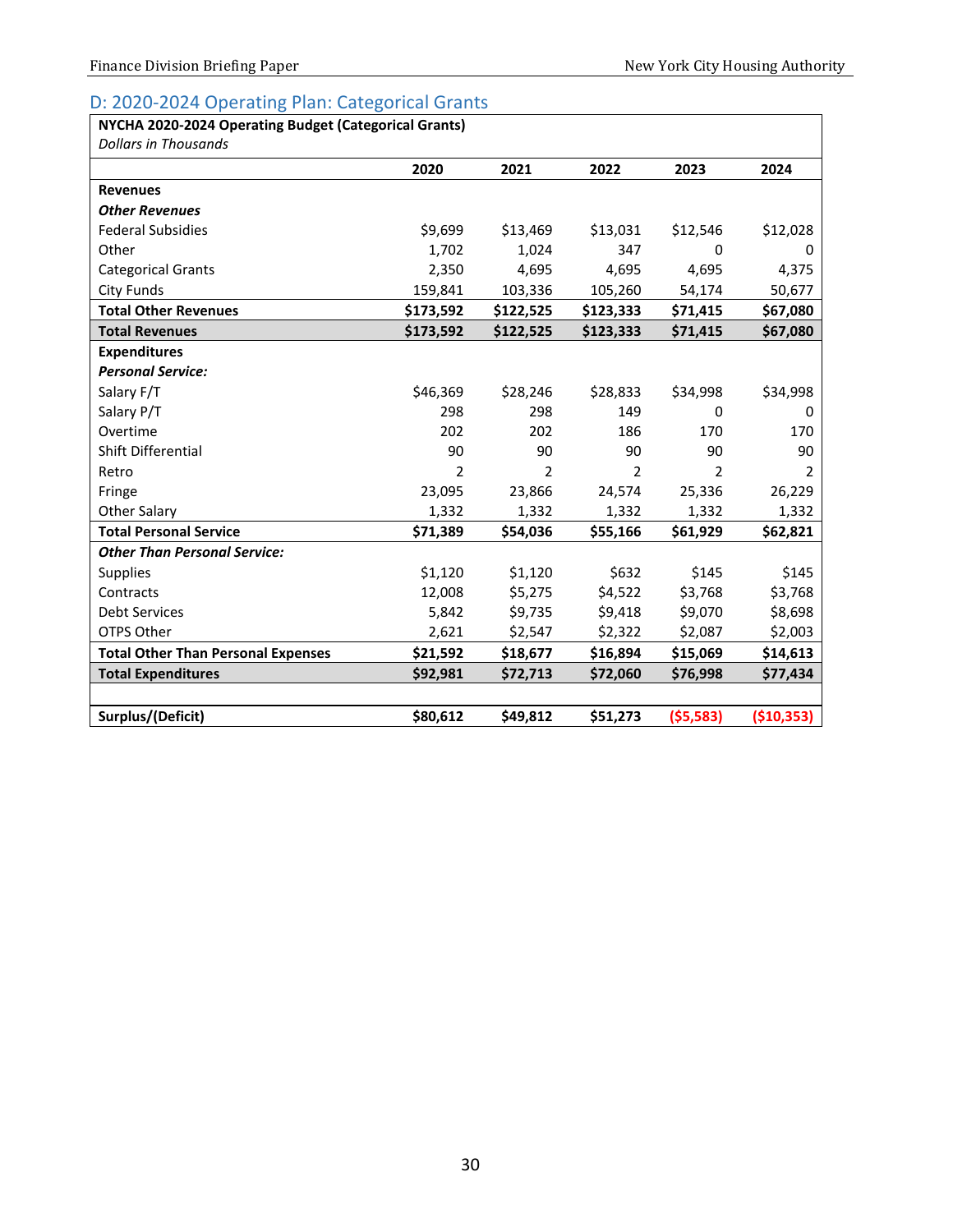## D: 2020-2024 Operating Plan: Categorical Grants

| **NYCHA 2020-2024 Operating Budget (Categorical Grants)** *Dollars in Thousands* | | | | | |
|---|---|---|---|---|---|
| | **2020** | **2021** | **2022** | **2023** | **2024** |
| **Revenues** | | | | | |
| ***Other Revenues*** | | | | | |
| Federal Subsidies | $9,699 | $13,469 | $13,031 | $12,546 | $12,028 |
| Other | 1,702 | 1,024 | 347 | 0 | 0 |
| Categorical Grants | 2,350 | 4,695 | 4,695 | 4,695 | 4,375 |
| City Funds | 159,841 | 103,336 | 105,260 | 54,174 | 50,677 |
| **Total Other Revenues** | **$173,592** | **$122,525** | **$123,333** | **$71,415** | **$67,080** |
| **Total Revenues** | **$173,592** | **$122,525** | **$123,333** | **$71,415** | **$67,080** |
| **Expenditures** | | | | | |
| ***Personal Service:*** | | | | | |
| Salary F/T | $46,369 | $28,246 | $28,833 | $34,998 | $34,998 |
| Salary P/T | 298 | 298 | 149 | 0 | 0 |
| Overtime | 202 | 202 | 186 | 170 | 170 |
| Shift Differential | 90 | 90 | 90 | 90 | 90 |
| Retro | 2 | 2 | 2 | 2 | 2 |
| Fringe | 23,095 | 23,866 | 24,574 | 25,336 | 26,229 |
| Other Salary | 1,332 | 1,332 | 1,332 | 1,332 | 1,332 |
| **Total Personal Service** | **$71,389** | **$54,036** | **$55,166** | **$61,929** | **$62,821** |
| ***Other Than Personal Service:*** | | | | | |
| Supplies | $1,120 | $1,120 | $632 | $145 | $145 |
| Contracts | 12,008 | $5,275 | $4,522 | $3,768 | $3,768 |
| Debt Services | 5,842 | $9,735 | $9,418 | $9,070 | $8,698 |
| OTPS Other | 2,621 | $2,547 | $2,322 | $2,087 | $2,003 |
| **Total Other Than Personal Expenses** | **$21,592** | **$18,677** | **$16,894** | **$15,069** | **$14,613** |
| **Total Expenditures** | **$92,981** | **$72,713** | **$72,060** | **$76,998** | **$77,434** |
| | | | | | |
| **Surplus/(Deficit)** | **$80,612** | **$49,812** | **$51,273** | **($5,583)** | **($10,353)** |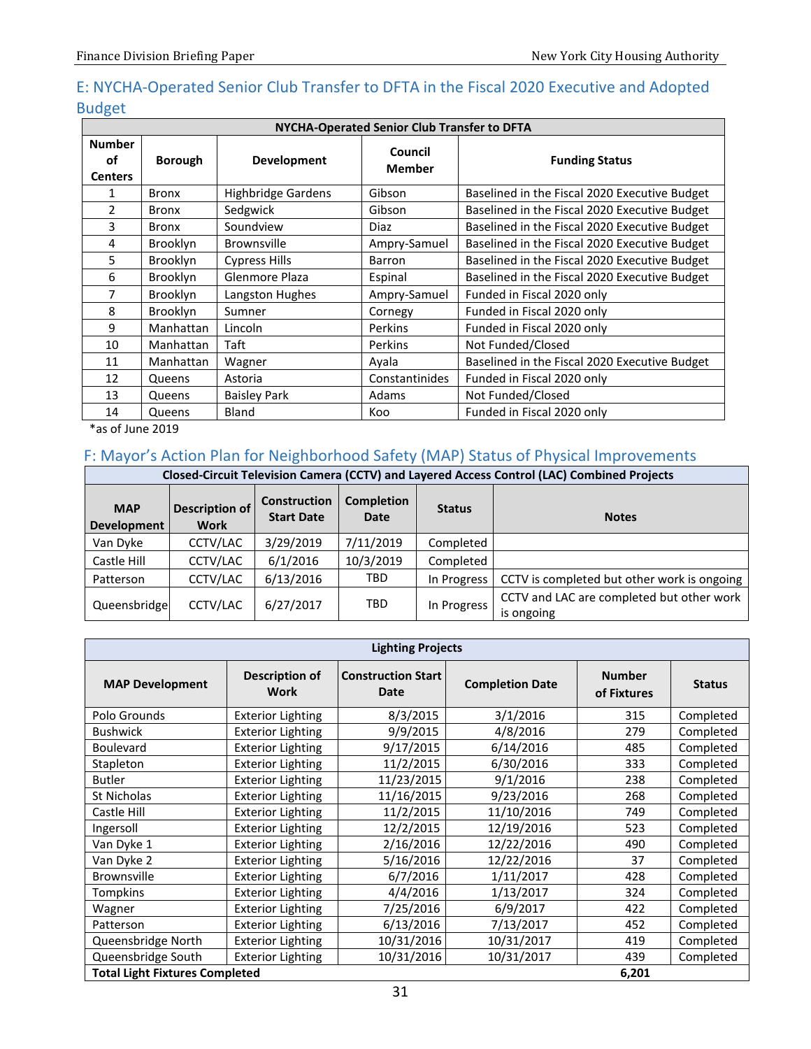## E: NYCHA-Operated Senior Club Transfer to DFTA in the Fiscal 2020 Executive and Adopted Budget

| NYCHA-Operated Senior Club Transfer to DFTA | | | | |
|---|---|---|---|---|
| **Number of Centers** | **Borough** | **Development** | **Council Member** | **Funding Status** |
| 1 | Bronx | Highbridge Gardens | Gibson | Baselined in the Fiscal 2020 Executive Budget |
| 2 | Bronx | Sedgwick | Gibson | Baselined in the Fiscal 2020 Executive Budget |
| 3 | Bronx | Soundview | Diaz | Baselined in the Fiscal 2020 Executive Budget |
| 4 | Brooklyn | Brownsville | Ampry-Samuel | Baselined in the Fiscal 2020 Executive Budget |
| 5 | Brooklyn | Cypress Hills | Barron | Baselined in the Fiscal 2020 Executive Budget |
| 6 | Brooklyn | Glenmore Plaza | Espinal | Baselined in the Fiscal 2020 Executive Budget |
| 7 | Brooklyn | Langston Hughes | Ampry-Samuel | Funded in Fiscal 2020 only |
| 8 | Brooklyn | Sumner | Cornegy | Funded in Fiscal 2020 only |
| 9 | Manhattan | Lincoln | Perkins | Funded in Fiscal 2020 only |
| 10 | Manhattan | Taft | Perkins | Not Funded/Closed |
| 11 | Manhattan | Wagner | Ayala | Baselined in the Fiscal 2020 Executive Budget |
| 12 | Queens | Astoria | Constantinides | Funded in Fiscal 2020 only |
| 13 | Queens | Baisley Park | Adams | Not Funded/Closed |
| 14 | Queens | Bland | Koo | Funded in Fiscal 2020 only |

*as of June 2019

## F: Mayor's Action Plan for Neighborhood Safety (MAP) Status of Physical Improvements

| Closed-Circuit Television Camera (CCTV) and Layered Access Control (LAC) Combined Projects | | | | | |
|---|---|---|---|---|---|
| **MAP Development** | **Description of Work** | **Construction Start Date** | **Completion Date** | **Status** | **Notes** |
| Van Dyke | CCTV/LAC | 3/29/2019 | 7/11/2019 | Completed | |
| Castle Hill | CCTV/LAC | 6/1/2016 | 10/3/2019 | Completed | |
| Patterson | CCTV/LAC | 6/13/2016 | TBD | In Progress | CCTV is completed but other work is ongoing |
| Queensbridge | CCTV/LAC | 6/27/2017 | TBD | In Progress | CCTV and LAC are completed but other work is ongoing |

| Lighting Projects | | | | | |
|---|---|---|---|---|---|
| **MAP Development** | **Description of Work** | **Construction Start Date** | **Completion Date** | **Number of Fixtures** | **Status** |
| Polo Grounds | Exterior Lighting | 8/3/2015 | 3/1/2016 | 315 | Completed |
| Bushwick | Exterior Lighting | 9/9/2015 | 4/8/2016 | 279 | Completed |
| Boulevard | Exterior Lighting | 9/17/2015 | 6/14/2016 | 485 | Completed |
| Stapleton | Exterior Lighting | 11/2/2015 | 6/30/2016 | 333 | Completed |
| Butler | Exterior Lighting | 11/23/2015 | 9/1/2016 | 238 | Completed |
| St Nicholas | Exterior Lighting | 11/16/2015 | 9/23/2016 | 268 | Completed |
| Castle Hill | Exterior Lighting | 11/2/2015 | 11/10/2016 | 749 | Completed |
| Ingersoll | Exterior Lighting | 12/2/2015 | 12/19/2016 | 523 | Completed |
| Van Dyke 1 | Exterior Lighting | 2/16/2016 | 12/22/2016 | 490 | Completed |
| Van Dyke 2 | Exterior Lighting | 5/16/2016 | 12/22/2016 | 37 | Completed |
| Brownsville | Exterior Lighting | 6/7/2016 | 1/11/2017 | 428 | Completed |
| Tompkins | Exterior Lighting | 4/4/2016 | 1/13/2017 | 324 | Completed |
| Wagner | Exterior Lighting | 7/25/2016 | 6/9/2017 | 422 | Completed |
| Patterson | Exterior Lighting | 6/13/2016 | 7/13/2017 | 452 | Completed |
| Queensbridge North | Exterior Lighting | 10/31/2016 | 10/31/2017 | 419 | Completed |
| Queensbridge South | Exterior Lighting | 10/31/2016 | 10/31/2017 | 439 | Completed |
| **Total Light Fixtures Completed** | | | | **6,201** | |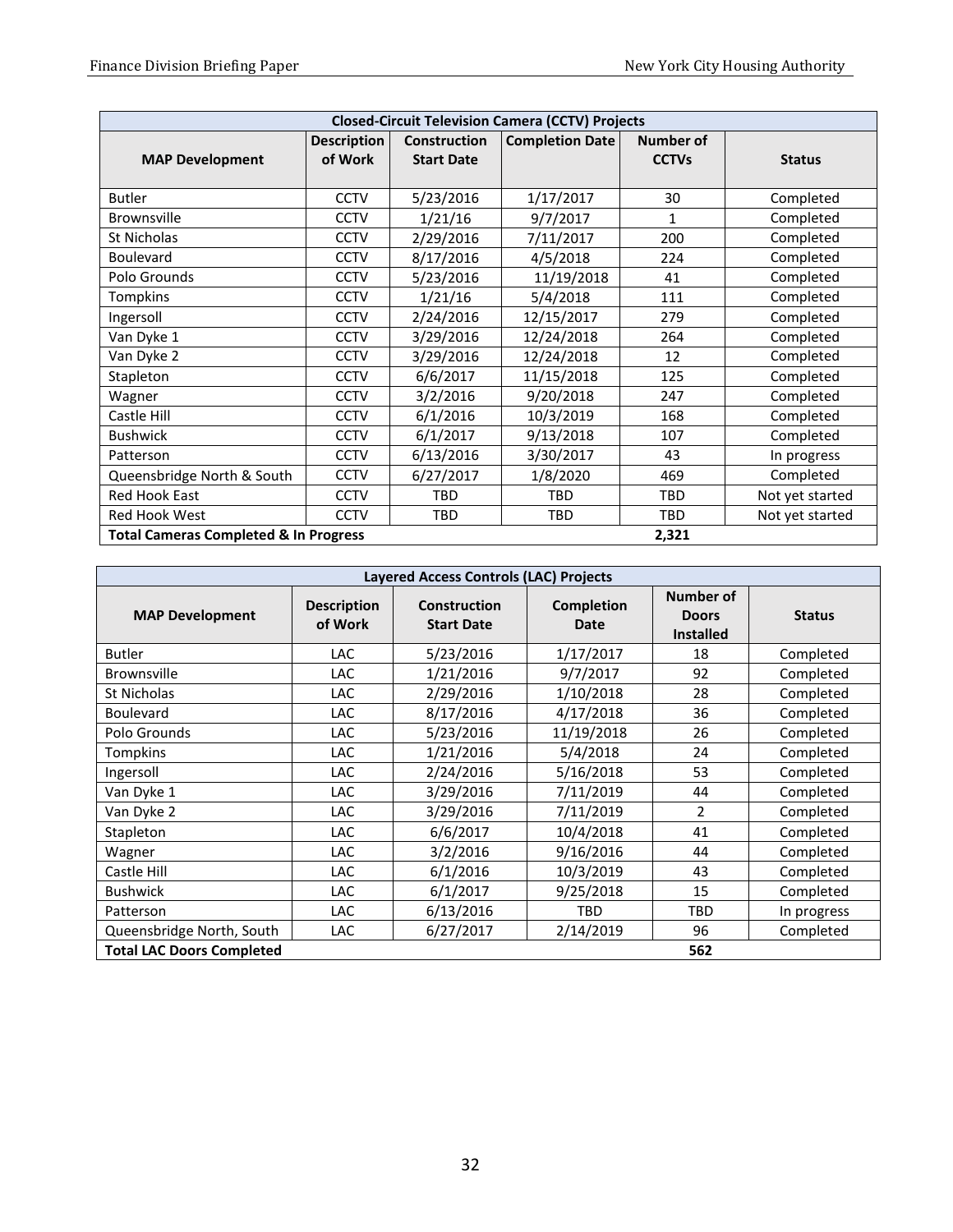| Closed-Circuit Television Camera (CCTV) Projects | | | | | |
|---|---|---|---|---|---|
| **MAP Development** | **Description of Work** | **Construction Start Date** | **Completion Date** | **Number of CCTVs** | **Status** |
| Butler | CCTV | 5/23/2016 | 1/17/2017 | 30 | Completed |
| Brownsville | CCTV | 1/21/16 | 9/7/2017 | 1 | Completed |
| St Nicholas | CCTV | 2/29/2016 | 7/11/2017 | 200 | Completed |
| Boulevard | CCTV | 8/17/2016 | 4/5/2018 | 224 | Completed |
| Polo Grounds | CCTV | 5/23/2016 | 11/19/2018 | 41 | Completed |
| Tompkins | CCTV | 1/21/16 | 5/4/2018 | 111 | Completed |
| Ingersoll | CCTV | 2/24/2016 | 12/15/2017 | 279 | Completed |
| Van Dyke 1 | CCTV | 3/29/2016 | 12/24/2018 | 264 | Completed |
| Van Dyke 2 | CCTV | 3/29/2016 | 12/24/2018 | 12 | Completed |
| Stapleton | CCTV | 6/6/2017 | 11/15/2018 | 125 | Completed |
| Wagner | CCTV | 3/2/2016 | 9/20/2018 | 247 | Completed |
| Castle Hill | CCTV | 6/1/2016 | 10/3/2019 | 168 | Completed |
| Bushwick | CCTV | 6/1/2017 | 9/13/2018 | 107 | Completed |
| Patterson | CCTV | 6/13/2016 | 3/30/2017 | 43 | In progress |
| Queensbridge North & South | CCTV | 6/27/2017 | 1/8/2020 | 469 | Completed |
| Red Hook East | CCTV | TBD | TBD | TBD | Not yet started |
| Red Hook West | CCTV | TBD | TBD | TBD | Not yet started |
| **Total Cameras Completed & In Progress** | | | | **2,321** | |

| Layered Access Controls (LAC) Projects | | | | | |
|---|---|---|---|---|---|
| **MAP Development** | **Description of Work** | **Construction Start Date** | **Completion Date** | **Number of Doors Installed** | **Status** |
| Butler | LAC | 5/23/2016 | 1/17/2017 | 18 | Completed |
| Brownsville | LAC | 1/21/2016 | 9/7/2017 | 92 | Completed |
| St Nicholas | LAC | 2/29/2016 | 1/10/2018 | 28 | Completed |
| Boulevard | LAC | 8/17/2016 | 4/17/2018 | 36 | Completed |
| Polo Grounds | LAC | 5/23/2016 | 11/19/2018 | 26 | Completed |
| Tompkins | LAC | 1/21/2016 | 5/4/2018 | 24 | Completed |
| Ingersoll | LAC | 2/24/2016 | 5/16/2018 | 53 | Completed |
| Van Dyke 1 | LAC | 3/29/2016 | 7/11/2019 | 44 | Completed |
| Van Dyke 2 | LAC | 3/29/2016 | 7/11/2019 | 2 | Completed |
| Stapleton | LAC | 6/6/2017 | 10/4/2018 | 41 | Completed |
| Wagner | LAC | 3/2/2016 | 9/16/2016 | 44 | Completed |
| Castle Hill | LAC | 6/1/2016 | 10/3/2019 | 43 | Completed |
| Bushwick | LAC | 6/1/2017 | 9/25/2018 | 15 | Completed |
| Patterson | LAC | 6/13/2016 | TBD | TBD | In progress |
| Queensbridge North, South | LAC | 6/27/2017 | 2/14/2019 | 96 | Completed |
| **Total LAC Doors Completed** | | | | **562** | |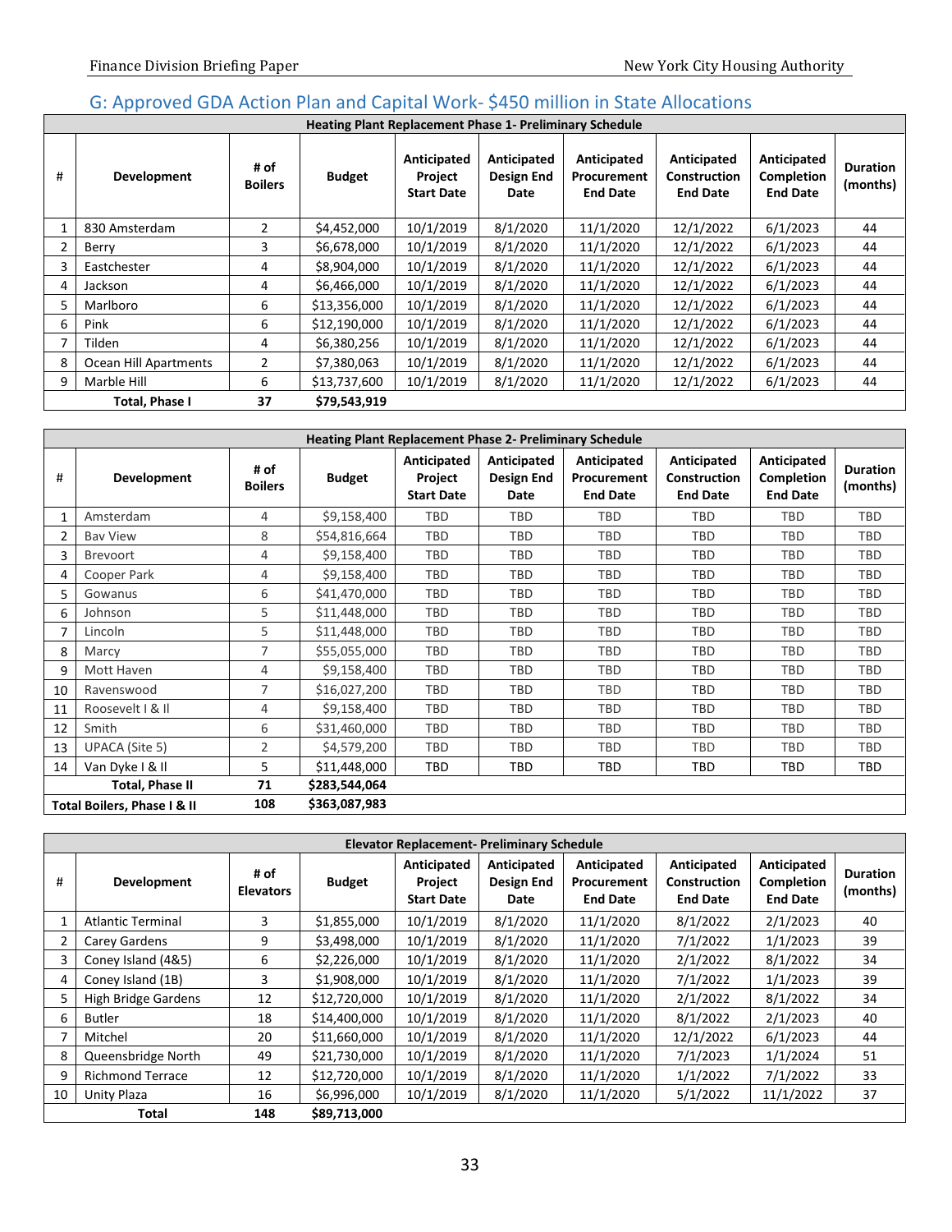## G: Approved GDA Action Plan and Capital Work- $450 million in State Allocations

| Heating Plant Replacement Phase 1- Preliminary Schedule | | | | | | | | | |
|---|---|---|---|---|---|---|---|---|---|
| # | Development | # of Boilers | Budget | Anticipated Project Start Date | Anticipated Design End Date | Anticipated Procurement End Date | Anticipated Construction End Date | Anticipated Completion End Date | Duration (months) |
| 1 | 830 Amsterdam | 2 | $4,452,000 | 10/1/2019 | 8/1/2020 | 11/1/2020 | 12/1/2022 | 6/1/2023 | 44 |
| 2 | Berry | 3 | $6,678,000 | 10/1/2019 | 8/1/2020 | 11/1/2020 | 12/1/2022 | 6/1/2023 | 44 |
| 3 | Eastchester | 4 | $8,904,000 | 10/1/2019 | 8/1/2020 | 11/1/2020 | 12/1/2022 | 6/1/2023 | 44 |
| 4 | Jackson | 4 | $6,466,000 | 10/1/2019 | 8/1/2020 | 11/1/2020 | 12/1/2022 | 6/1/2023 | 44 |
| 5 | Marlboro | 6 | $13,356,000 | 10/1/2019 | 8/1/2020 | 11/1/2020 | 12/1/2022 | 6/1/2023 | 44 |
| 6 | Pink | 6 | $12,190,000 | 10/1/2019 | 8/1/2020 | 11/1/2020 | 12/1/2022 | 6/1/2023 | 44 |
| 7 | Tilden | 4 | $6,380,256 | 10/1/2019 | 8/1/2020 | 11/1/2020 | 12/1/2022 | 6/1/2023 | 44 |
| 8 | Ocean Hill Apartments | 2 | $7,380,063 | 10/1/2019 | 8/1/2020 | 11/1/2020 | 12/1/2022 | 6/1/2023 | 44 |
| 9 | Marble Hill | 6 | $13,737,600 | 10/1/2019 | 8/1/2020 | 11/1/2020 | 12/1/2022 | 6/1/2023 | 44 |
| | **Total, Phase I** | **37** | **$79,543,919** | | | | | | |

| Heating Plant Replacement Phase 2- Preliminary Schedule | | | | | | | | | |
|---|---|---|---|---|---|---|---|---|---|
| # | Development | # of Boilers | Budget | Anticipated Project Start Date | Anticipated Design End Date | Anticipated Procurement End Date | Anticipated Construction End Date | Anticipated Completion End Date | Duration (months) |
| 1 | Amsterdam | 4 | $9,158,400 | TBD | TBD | TBD | TBD | TBD | TBD |
| 2 | Bay View | 8 | $54,816,664 | TBD | TBD | TBD | TBD | TBD | TBD |
| 3 | Brevoort | 4 | $9,158,400 | TBD | TBD | TBD | TBD | TBD | TBD |
| 4 | Cooper Park | 4 | $9,158,400 | TBD | TBD | TBD | TBD | TBD | TBD |
| 5 | Gowanus | 6 | $41,470,000 | TBD | TBD | TBD | TBD | TBD | TBD |
| 6 | Johnson | 5 | $11,448,000 | TBD | TBD | TBD | TBD | TBD | TBD |
| 7 | Lincoln | 5 | $11,448,000 | TBD | TBD | TBD | TBD | TBD | TBD |
| 8 | Marcy | 7 | $55,055,000 | TBD | TBD | TBD | TBD | TBD | TBD |
| 9 | Mott Haven | 4 | $9,158,400 | TBD | TBD | TBD | TBD | TBD | TBD |
| 10 | Ravenswood | 7 | $16,027,200 | TBD | TBD | TBD | TBD | TBD | TBD |
| 11 | Roosevelt I & II | 4 | $9,158,400 | TBD | TBD | TBD | TBD | TBD | TBD |
| 12 | Smith | 6 | $31,460,000 | TBD | TBD | TBD | TBD | TBD | TBD |
| 13 | UPACA (Site 5) | 2 | $4,579,200 | TBD | TBD | TBD | TBD | TBD | TBD |
| 14 | Van Dyke I & II | 5 | $11,448,000 | TBD | TBD | TBD | TBD | TBD | TBD |
| | **Total, Phase II** | **71** | **$283,544,064** | | | | | | |
| | **Total Boilers, Phase I & II** | **108** | **$363,087,983** | | | | | | |

| Elevator Replacement- Preliminary Schedule | | | | | | | | | |
|---|---|---|---|---|---|---|---|---|---|
| # | Development | # of Elevators | Budget | Anticipated Project Start Date | Anticipated Design End Date | Anticipated Procurement End Date | Anticipated Construction End Date | Anticipated Completion End Date | Duration (months) |
| 1 | Atlantic Terminal | 3 | $1,855,000 | 10/1/2019 | 8/1/2020 | 11/1/2020 | 8/1/2022 | 2/1/2023 | 40 |
| 2 | Carey Gardens | 9 | $3,498,000 | 10/1/2019 | 8/1/2020 | 11/1/2020 | 7/1/2022 | 1/1/2023 | 39 |
| 3 | Coney Island (4&5) | 6 | $2,226,000 | 10/1/2019 | 8/1/2020 | 11/1/2020 | 2/1/2022 | 8/1/2022 | 34 |
| 4 | Coney Island (1B) | 3 | $1,908,000 | 10/1/2019 | 8/1/2020 | 11/1/2020 | 7/1/2022 | 1/1/2023 | 39 |
| 5 | High Bridge Gardens | 12 | $12,720,000 | 10/1/2019 | 8/1/2020 | 11/1/2020 | 2/1/2022 | 8/1/2022 | 34 |
| 6 | Butler | 18 | $14,400,000 | 10/1/2019 | 8/1/2020 | 11/1/2020 | 8/1/2022 | 2/1/2023 | 40 |
| 7 | Mitchel | 20 | $11,660,000 | 10/1/2019 | 8/1/2020 | 11/1/2020 | 12/1/2022 | 6/1/2023 | 44 |
| 8 | Queensbridge North | 49 | $21,730,000 | 10/1/2019 | 8/1/2020 | 11/1/2020 | 7/1/2023 | 1/1/2024 | 51 |
| 9 | Richmond Terrace | 12 | $12,720,000 | 10/1/2019 | 8/1/2020 | 11/1/2020 | 1/1/2022 | 7/1/2022 | 33 |
| 10 | Unity Plaza | 16 | $6,996,000 | 10/1/2019 | 8/1/2020 | 11/1/2020 | 5/1/2022 | 11/1/2022 | 37 |
| | **Total** | **148** | **$89,713,000** | | | | | | |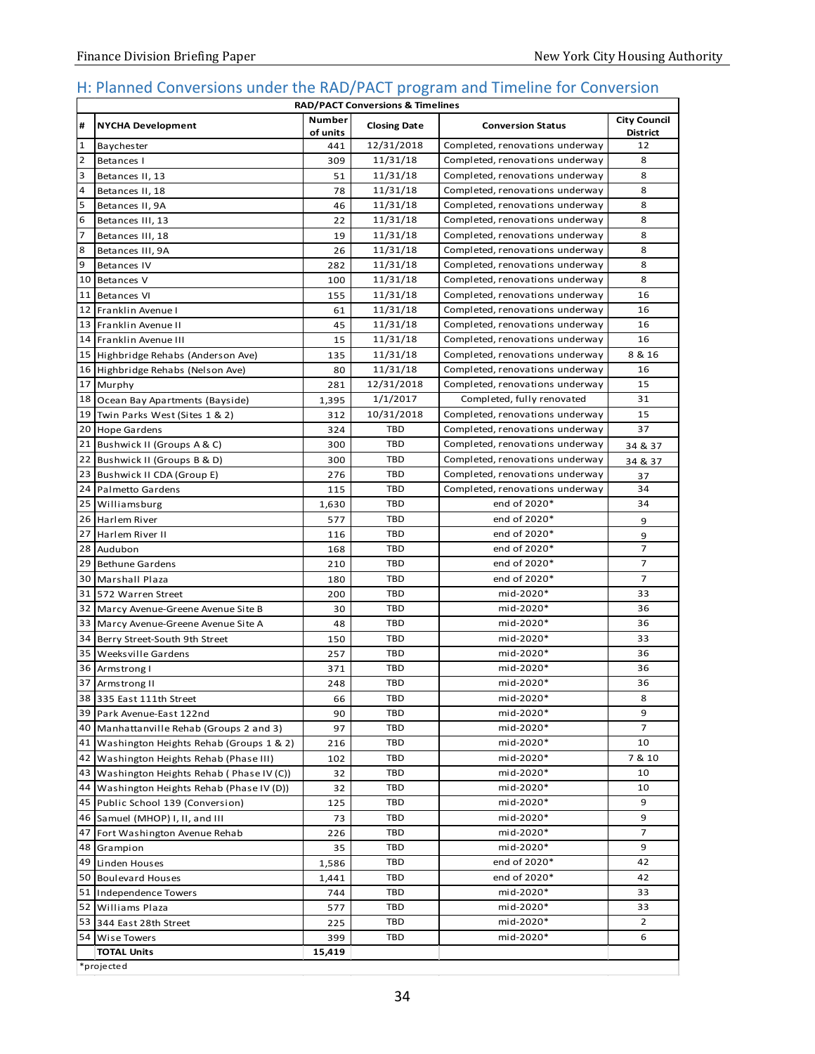## H: Planned Conversions under the RAD/PACT program and Timeline for Conversion

| RAD/PACT Conversions & Timelines | | | | | |
|---|---|---|---|---|---|
| # | NYCHA Development | Number of units | Closing Date | Conversion Status | City Council District |
| 1 | Baychester | 441 | 12/31/2018 | Completed, renovations underway | 12 |
| 2 | Betances I | 309 | 11/31/18 | Completed, renovations underway | 8 |
| 3 | Betances II, 13 | 51 | 11/31/18 | Completed, renovations underway | 8 |
| 4 | Betances II, 18 | 78 | 11/31/18 | Completed, renovations underway | 8 |
| 5 | Betances II, 9A | 46 | 11/31/18 | Completed, renovations underway | 8 |
| 6 | Betances III, 13 | 22 | 11/31/18 | Completed, renovations underway | 8 |
| 7 | Betances III, 18 | 19 | 11/31/18 | Completed, renovations underway | 8 |
| 8 | Betances III, 9A | 26 | 11/31/18 | Completed, renovations underway | 8 |
| 9 | Betances IV | 282 | 11/31/18 | Completed, renovations underway | 8 |
| 10 | Betances V | 100 | 11/31/18 | Completed, renovations underway | 8 |
| 11 | Betances VI | 155 | 11/31/18 | Completed, renovations underway | 16 |
| 12 | Franklin Avenue I | 61 | 11/31/18 | Completed, renovations underway | 16 |
| 13 | Franklin Avenue II | 45 | 11/31/18 | Completed, renovations underway | 16 |
| 14 | Franklin Avenue III | 15 | 11/31/18 | Completed, renovations underway | 16 |
| 15 | Highbridge Rehabs (Anderson Ave) | 135 | 11/31/18 | Completed, renovations underway | 8 & 16 |
| 16 | Highbridge Rehabs (Nelson Ave) | 80 | 11/31/18 | Completed, renovations underway | 16 |
| 17 | Murphy | 281 | 12/31/2018 | Completed, renovations underway | 15 |
| 18 | Ocean Bay Apartments (Bayside) | 1,395 | 1/1/2017 | Completed, fully renovated | 31 |
| 19 | Twin Parks West (Sites 1 & 2) | 312 | 10/31/2018 | Completed, renovations underway | 15 |
| 20 | Hope Gardens | 324 | TBD | Completed, renovations underway | 37 |
| 21 | Bushwick II (Groups A & C) | 300 | TBD | Completed, renovations underway | 34 & 37 |
| 22 | Bushwick II (Groups B & D) | 300 | TBD | Completed, renovations underway | 34 & 37 |
| 23 | Bushwick II CDA (Group E) | 276 | TBD | Completed, renovations underway | 37 |
| 24 | Palmetto Gardens | 115 | TBD | Completed, renovations underway | 34 |
| 25 | Williamsburg | 1,630 | TBD | end of 2020* | 34 |
| 26 | Harlem River | 577 | TBD | end of 2020* | 9 |
| 27 | Harlem River II | 116 | TBD | end of 2020* | 9 |
| 28 | Audubon | 168 | TBD | end of 2020* | 7 |
| 29 | Bethune Gardens | 210 | TBD | end of 2020* | 7 |
| 30 | Marshall Plaza | 180 | TBD | end of 2020* | 7 |
| 31 | 572 Warren Street | 200 | TBD | mid-2020* | 33 |
| 32 | Marcy Avenue-Greene Avenue Site B | 30 | TBD | mid-2020* | 36 |
| 33 | Marcy Avenue-Greene Avenue Site A | 48 | TBD | mid-2020* | 36 |
| 34 | Berry Street-South 9th Street | 150 | TBD | mid-2020* | 33 |
| 35 | Weeksville Gardens | 257 | TBD | mid-2020* | 36 |
| 36 | Armstrong I | 371 | TBD | mid-2020* | 36 |
| 37 | Armstrong II | 248 | TBD | mid-2020* | 36 |
| 38 | 335 East 111th Street | 66 | TBD | mid-2020* | 8 |
| 39 | Park Avenue-East 122nd | 90 | TBD | mid-2020* | 9 |
| 40 | Manhattanville Rehab (Groups 2 and 3) | 97 | TBD | mid-2020* | 7 |
| 41 | Washington Heights Rehab (Groups 1 & 2) | 216 | TBD | mid-2020* | 10 |
| 42 | Washington Heights Rehab (Phase III) | 102 | TBD | mid-2020* | 7 & 10 |
| 43 | Washington Heights Rehab ( Phase IV (C)) | 32 | TBD | mid-2020* | 10 |
| 44 | Washington Heights Rehab (Phase IV (D)) | 32 | TBD | mid-2020* | 10 |
| 45 | Public School 139 (Conversion) | 125 | TBD | mid-2020* | 9 |
| 46 | Samuel (MHOP) I, II, and III | 73 | TBD | mid-2020* | 9 |
| 47 | Fort Washington Avenue Rehab | 226 | TBD | mid-2020* | 7 |
| 48 | Grampion | 35 | TBD | mid-2020* | 9 |
| 49 | Linden Houses | 1,586 | TBD | end of 2020* | 42 |
| 50 | Boulevard Houses | 1,441 | TBD | end of 2020* | 42 |
| 51 | Independence Towers | 744 | TBD | mid-2020* | 33 |
| 52 | Williams Plaza | 577 | TBD | mid-2020* | 33 |
| 53 | 344 East 28th Street | 225 | TBD | mid-2020* | 2 |
| 54 | Wise Towers | 399 | TBD | mid-2020* | 6 |
| | **TOTAL Units** | **15,419** | | | |

*projected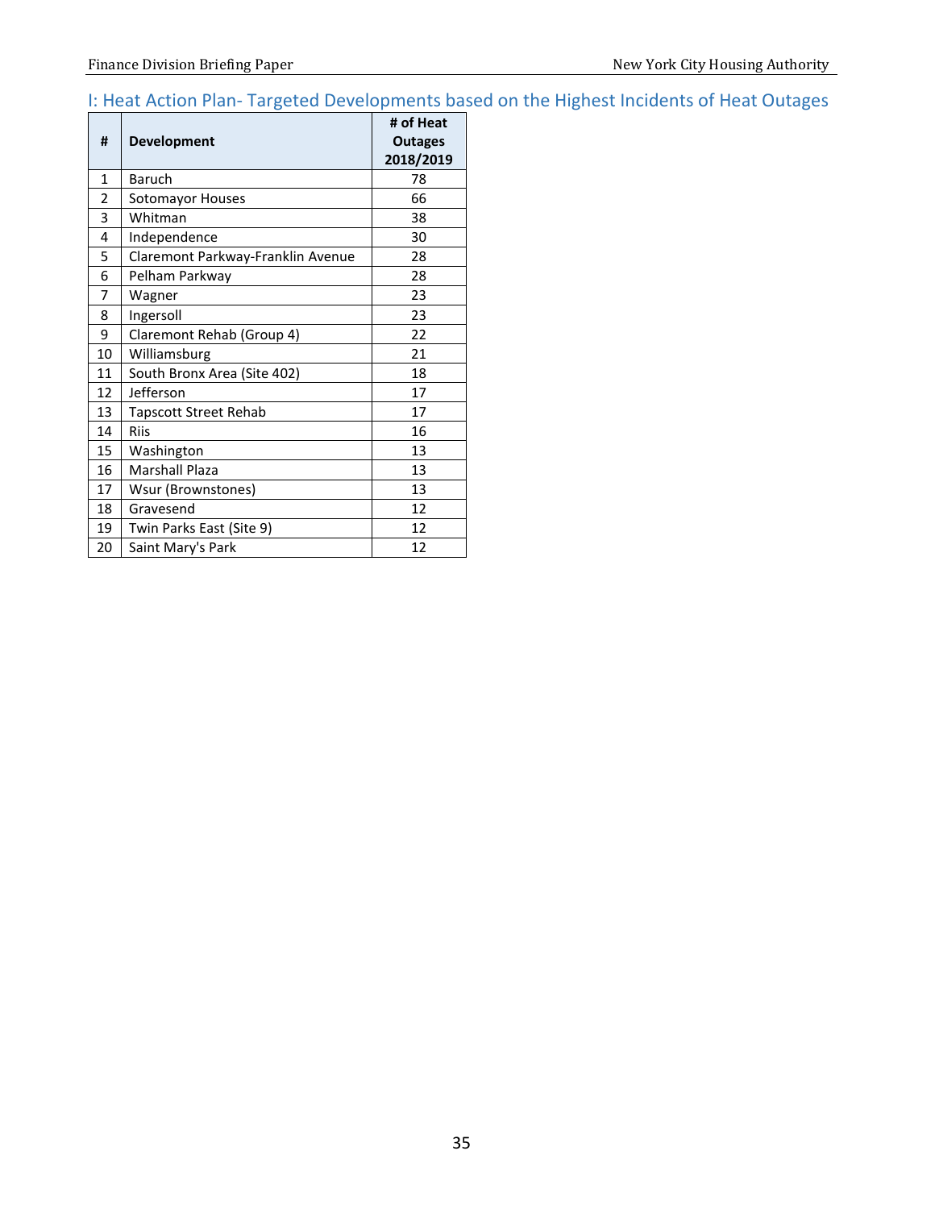## I: Heat Action Plan- Targeted Developments based on the Highest Incidents of Heat Outages

| # | Development | # of Heat Outages 2018/2019 |
|---|---|---|
| 1 | Baruch | 78 |
| 2 | Sotomayor Houses | 66 |
| 3 | Whitman | 38 |
| 4 | Independence | 30 |
| 5 | Claremont Parkway-Franklin Avenue | 28 |
| 6 | Pelham Parkway | 28 |
| 7 | Wagner | 23 |
| 8 | Ingersoll | 23 |
| 9 | Claremont Rehab (Group 4) | 22 |
| 10 | Williamsburg | 21 |
| 11 | South Bronx Area (Site 402) | 18 |
| 12 | Jefferson | 17 |
| 13 | Tapscott Street Rehab | 17 |
| 14 | Riis | 16 |
| 15 | Washington | 13 |
| 16 | Marshall Plaza | 13 |
| 17 | Wsur (Brownstones) | 13 |
| 18 | Gravesend | 12 |
| 19 | Twin Parks East (Site 9) | 12 |
| 20 | Saint Mary's Park | 12 |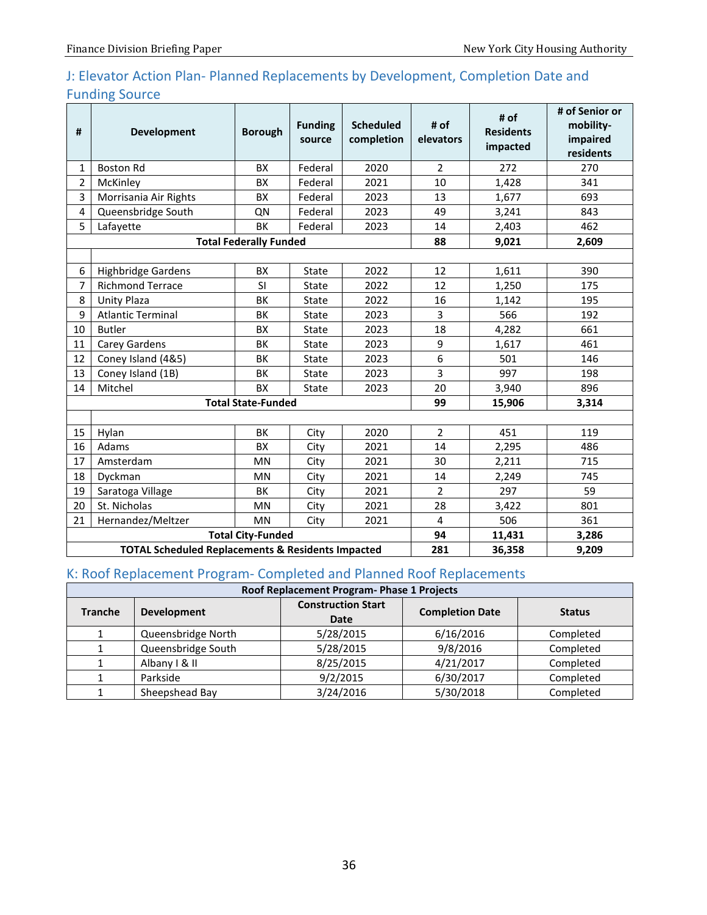## J: Elevator Action Plan- Planned Replacements by Development, Completion Date and Funding Source

| # | Development | Borough | Funding source | Scheduled completion | # of elevators | # of Residents impacted | # of Senior or mobility-impaired residents |
|---|---|---|---|---|---|---|---|
| 1 | Boston Rd | BX | Federal | 2020 | 2 | 272 | 270 |
| 2 | McKinley | BX | Federal | 2021 | 10 | 1,428 | 341 |
| 3 | Morrisania Air Rights | BX | Federal | 2023 | 13 | 1,677 | 693 |
| 4 | Queensbridge South | QN | Federal | 2023 | 49 | 3,241 | 843 |
| 5 | Lafayette | BK | Federal | 2023 | 14 | 2,403 | 462 |
| **Total Federally Funded** | | | | | **88** | **9,021** | **2,609** |
| | | | | | | | |
| 6 | Highbridge Gardens | BX | State | 2022 | 12 | 1,611 | 390 |
| 7 | Richmond Terrace | SI | State | 2022 | 12 | 1,250 | 175 |
| 8 | Unity Plaza | BK | State | 2022 | 16 | 1,142 | 195 |
| 9 | Atlantic Terminal | BK | State | 2023 | 3 | 566 | 192 |
| 10 | Butler | BX | State | 2023 | 18 | 4,282 | 661 |
| 11 | Carey Gardens | BK | State | 2023 | 9 | 1,617 | 461 |
| 12 | Coney Island (4&5) | BK | State | 2023 | 6 | 501 | 146 |
| 13 | Coney Island (1B) | BK | State | 2023 | 3 | 997 | 198 |
| 14 | Mitchel | BX | State | 2023 | 20 | 3,940 | 896 |
| **Total State-Funded** | | | | | **99** | **15,906** | **3,314** |
| | | | | | | | |
| 15 | Hylan | BK | City | 2020 | 2 | 451 | 119 |
| 16 | Adams | BX | City | 2021 | 14 | 2,295 | 486 |
| 17 | Amsterdam | MN | City | 2021 | 30 | 2,211 | 715 |
| 18 | Dyckman | MN | City | 2021 | 14 | 2,249 | 745 |
| 19 | Saratoga Village | BK | City | 2021 | 2 | 297 | 59 |
| 20 | St. Nicholas | MN | City | 2021 | 28 | 3,422 | 801 |
| 21 | Hernandez/Meltzer | MN | City | 2021 | 4 | 506 | 361 |
| **Total City-Funded** | | | | | **94** | **11,431** | **3,286** |
| **TOTAL Scheduled Replacements & Residents Impacted** | | | | | **281** | **36,358** | **9,209** |

## K: Roof Replacement Program- Completed and Planned Roof Replacements

| **Roof Replacement Program- Phase 1 Projects** | | | | |
|---|---|---|---|---|
| **Tranche** | **Development** | **Construction Start Date** | **Completion Date** | **Status** |
| 1 | Queensbridge North | 5/28/2015 | 6/16/2016 | Completed |
| 1 | Queensbridge South | 5/28/2015 | 9/8/2016 | Completed |
| 1 | Albany I & II | 8/25/2015 | 4/21/2017 | Completed |
| 1 | Parkside | 9/2/2015 | 6/30/2017 | Completed |
| 1 | Sheepshead Bay | 3/24/2016 | 5/30/2018 | Completed |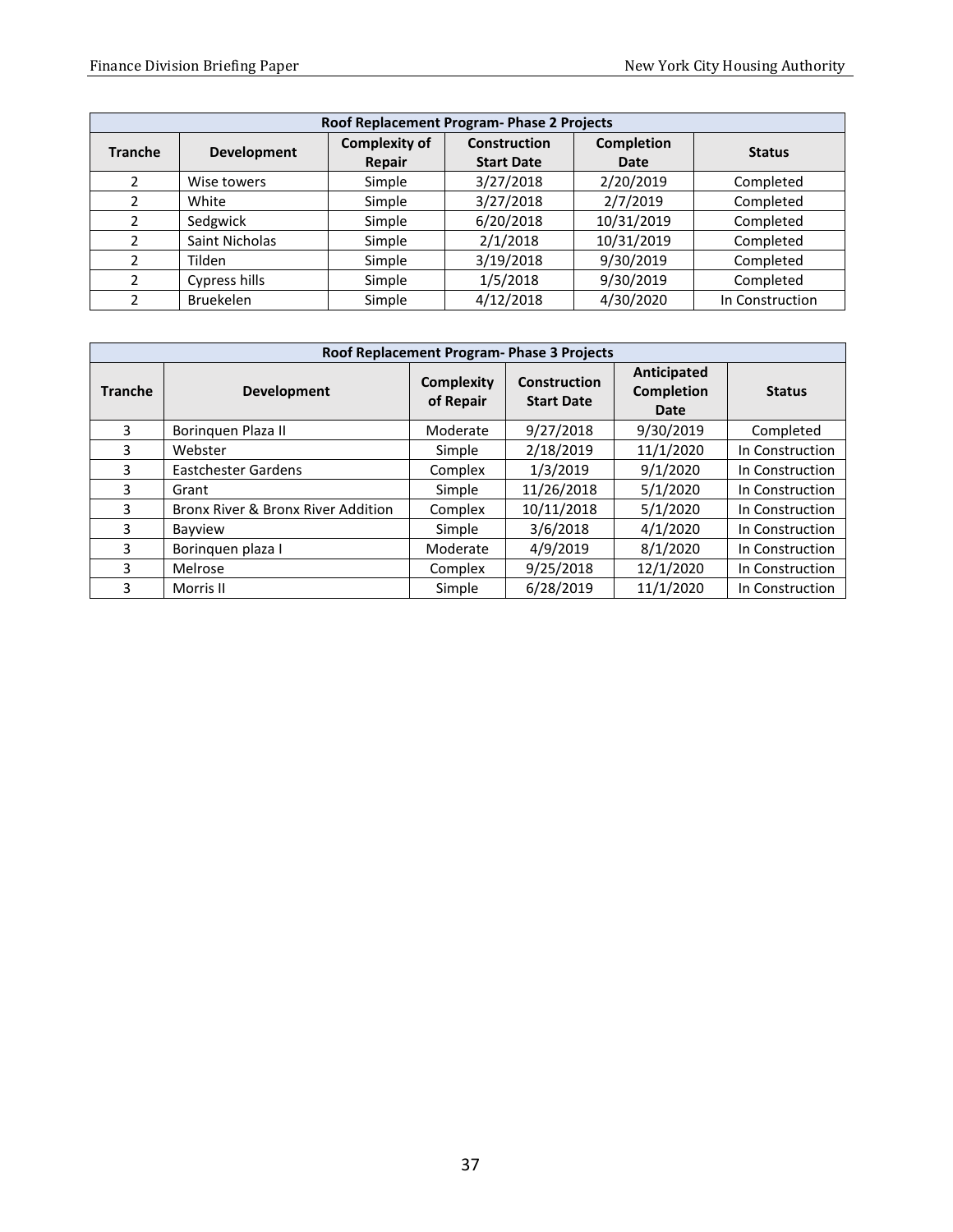| Roof Replacement Program- Phase 2 Projects | | | | | |
|---|---|---|---|---|---|
| **Tranche** | **Development** | **Complexity of Repair** | **Construction Start Date** | **Completion Date** | **Status** |
| 2 | Wise towers | Simple | 3/27/2018 | 2/20/2019 | Completed |
| 2 | White | Simple | 3/27/2018 | 2/7/2019 | Completed |
| 2 | Sedgwick | Simple | 6/20/2018 | 10/31/2019 | Completed |
| 2 | Saint Nicholas | Simple | 2/1/2018 | 10/31/2019 | Completed |
| 2 | Tilden | Simple | 3/19/2018 | 9/30/2019 | Completed |
| 2 | Cypress hills | Simple | 1/5/2018 | 9/30/2019 | Completed |
| 2 | Bruekelen | Simple | 4/12/2018 | 4/30/2020 | In Construction |

| Roof Replacement Program- Phase 3 Projects | | | | | |
|---|---|---|---|---|---|
| **Tranche** | **Development** | **Complexity of Repair** | **Construction Start Date** | **Anticipated Completion Date** | **Status** |
| 3 | Borinquen Plaza II | Moderate | 9/27/2018 | 9/30/2019 | Completed |
| 3 | Webster | Simple | 2/18/2019 | 11/1/2020 | In Construction |
| 3 | Eastchester Gardens | Complex | 1/3/2019 | 9/1/2020 | In Construction |
| 3 | Grant | Simple | 11/26/2018 | 5/1/2020 | In Construction |
| 3 | Bronx River & Bronx River Addition | Complex | 10/11/2018 | 5/1/2020 | In Construction |
| 3 | Bayview | Simple | 3/6/2018 | 4/1/2020 | In Construction |
| 3 | Borinquen plaza I | Moderate | 4/9/2019 | 8/1/2020 | In Construction |
| 3 | Melrose | Complex | 9/25/2018 | 12/1/2020 | In Construction |
| 3 | Morris II | Simple | 6/28/2019 | 11/1/2020 | In Construction |